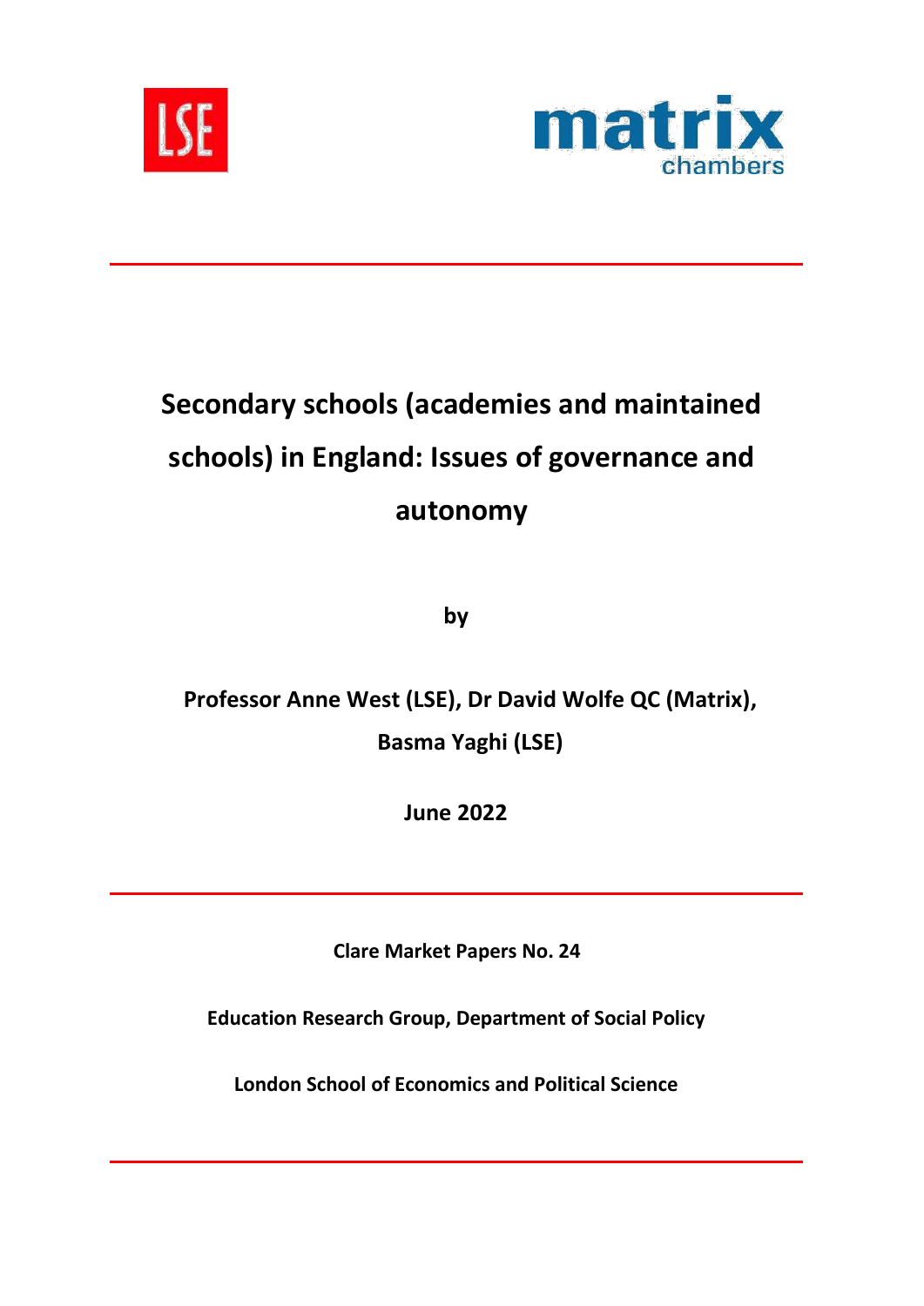# Secondary schools (academies and maintained schools) in England: Issues of governance and autonomy

**by**

**Professor Anne West (LSE), Dr David Wolfe QC (Matrix), Basma Yaghi (LSE)**

**June 2022**

---

**Clare Market Papers No. 24**

**Education Research Group, Department of Social Policy**

**London School of Economics and Political Science**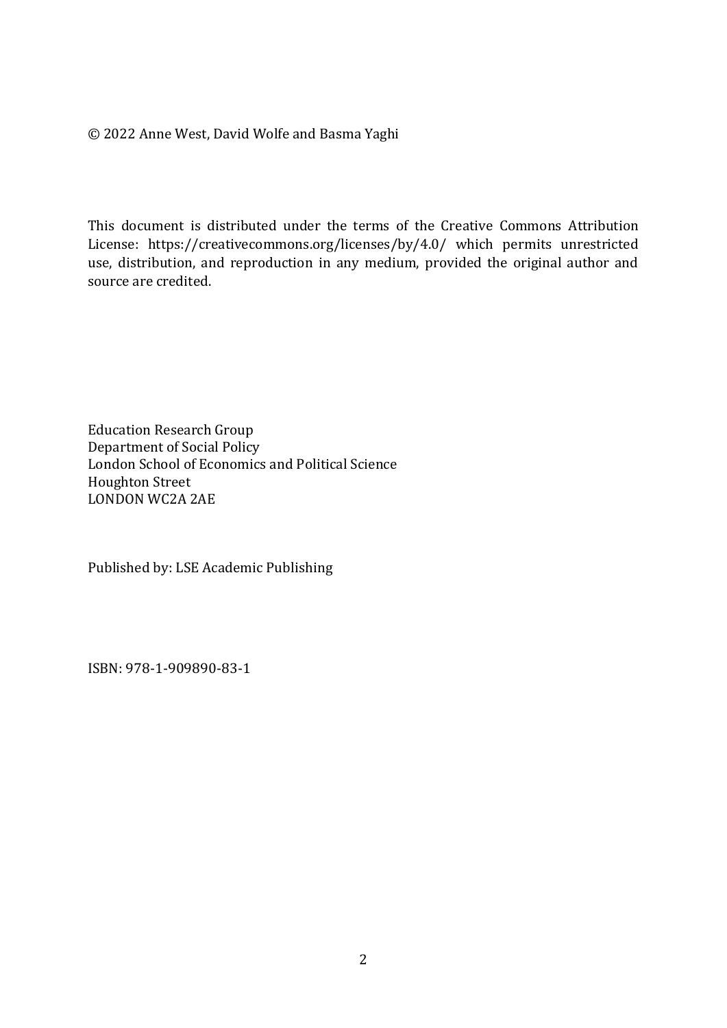© 2022 Anne West, David Wolfe and Basma Yaghi

This document is distributed under the terms of the Creative Commons Attribution License: https://creativecommons.org/licenses/by/4.0/ which permits unrestricted use, distribution, and reproduction in any medium, provided the original author and source are credited.

Education Research Group
Department of Social Policy
London School of Economics and Political Science
Houghton Street
LONDON WC2A 2AE

Published by: LSE Academic Publishing

ISBN: 978-1-909890-83-1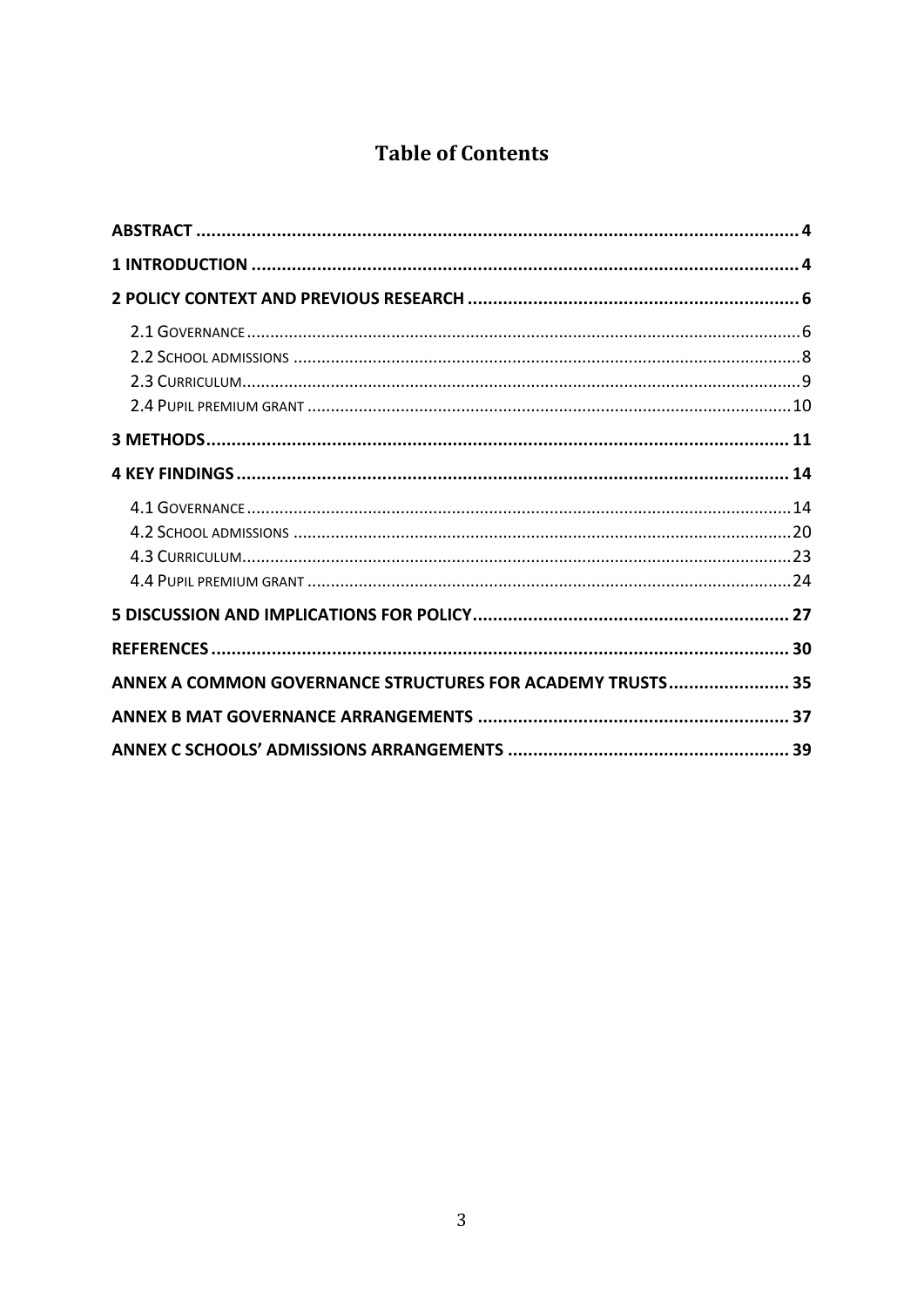# Table of Contents

- ABSTRACT .......... 4
- 1 INTRODUCTION .......... 4
- 2 POLICY CONTEXT AND PREVIOUS RESEARCH .......... 6
  - 2.1 GOVERNANCE .......... 6
  - 2.2 SCHOOL ADMISSIONS .......... 8
  - 2.3 CURRICULUM .......... 9
  - 2.4 PUPIL PREMIUM GRANT .......... 10
- 3 METHODS .......... 11
- 4 KEY FINDINGS .......... 14
  - 4.1 GOVERNANCE .......... 14
  - 4.2 SCHOOL ADMISSIONS .......... 20
  - 4.3 CURRICULUM .......... 23
  - 4.4 PUPIL PREMIUM GRANT .......... 24
- 5 DISCUSSION AND IMPLICATIONS FOR POLICY .......... 27
- REFERENCES .......... 30
- ANNEX A COMMON GOVERNANCE STRUCTURES FOR ACADEMY TRUSTS .......... 35
- ANNEX B MAT GOVERNANCE ARRANGEMENTS .......... 37
- ANNEX C SCHOOLS' ADMISSIONS ARRANGEMENTS .......... 39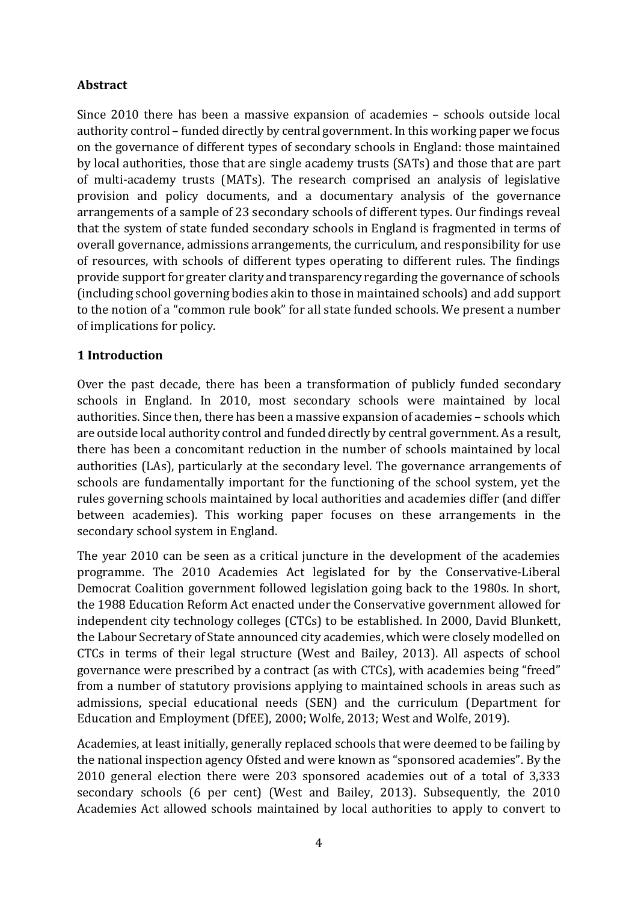## Abstract

Since 2010 there has been a massive expansion of academies – schools outside local authority control – funded directly by central government. In this working paper we focus on the governance of different types of secondary schools in England: those maintained by local authorities, those that are single academy trusts (SATs) and those that are part of multi-academy trusts (MATs). The research comprised an analysis of legislative provision and policy documents, and a documentary analysis of the governance arrangements of a sample of 23 secondary schools of different types. Our findings reveal that the system of state funded secondary schools in England is fragmented in terms of overall governance, admissions arrangements, the curriculum, and responsibility for use of resources, with schools of different types operating to different rules. The findings provide support for greater clarity and transparency regarding the governance of schools (including school governing bodies akin to those in maintained schools) and add support to the notion of a "common rule book" for all state funded schools. We present a number of implications for policy.

## 1 Introduction

Over the past decade, there has been a transformation of publicly funded secondary schools in England. In 2010, most secondary schools were maintained by local authorities. Since then, there has been a massive expansion of academies – schools which are outside local authority control and funded directly by central government. As a result, there has been a concomitant reduction in the number of schools maintained by local authorities (LAs), particularly at the secondary level. The governance arrangements of schools are fundamentally important for the functioning of the school system, yet the rules governing schools maintained by local authorities and academies differ (and differ between academies). This working paper focuses on these arrangements in the secondary school system in England.

The year 2010 can be seen as a critical juncture in the development of the academies programme. The 2010 Academies Act legislated for by the Conservative-Liberal Democrat Coalition government followed legislation going back to the 1980s. In short, the 1988 Education Reform Act enacted under the Conservative government allowed for independent city technology colleges (CTCs) to be established. In 2000, David Blunkett, the Labour Secretary of State announced city academies, which were closely modelled on CTCs in terms of their legal structure (West and Bailey, 2013). All aspects of school governance were prescribed by a contract (as with CTCs), with academies being "freed" from a number of statutory provisions applying to maintained schools in areas such as admissions, special educational needs (SEN) and the curriculum (Department for Education and Employment (DfEE), 2000; Wolfe, 2013; West and Wolfe, 2019).

Academies, at least initially, generally replaced schools that were deemed to be failing by the national inspection agency Ofsted and were known as "sponsored academies". By the 2010 general election there were 203 sponsored academies out of a total of 3,333 secondary schools (6 per cent) (West and Bailey, 2013). Subsequently, the 2010 Academies Act allowed schools maintained by local authorities to apply to convert to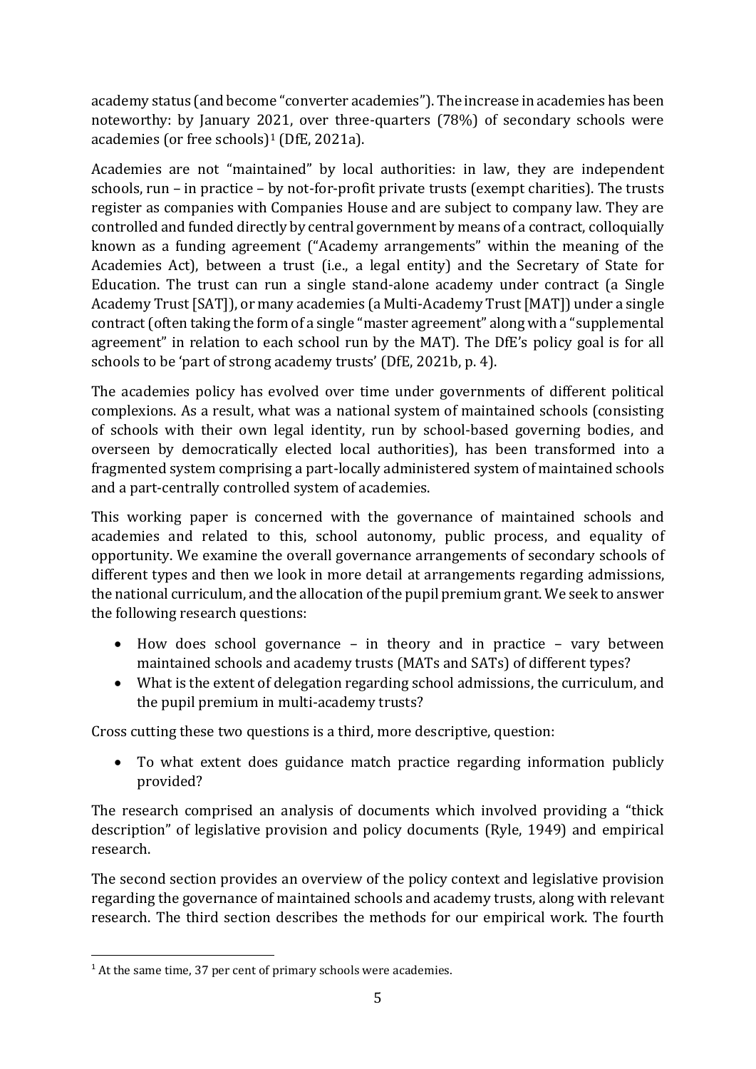academy status (and become "converter academies"). The increase in academies has been noteworthy: by January 2021, over three-quarters (78%) of secondary schools were academies (or free schools)[1] (DfE, 2021a).

Academies are not "maintained" by local authorities: in law, they are independent schools, run – in practice – by not-for-profit private trusts (exempt charities). The trusts register as companies with Companies House and are subject to company law. They are controlled and funded directly by central government by means of a contract, colloquially known as a funding agreement ("Academy arrangements" within the meaning of the Academies Act), between a trust (i.e., a legal entity) and the Secretary of State for Education. The trust can run a single stand-alone academy under contract (a Single Academy Trust [SAT]), or many academies (a Multi-Academy Trust [MAT]) under a single contract (often taking the form of a single "master agreement" along with a "supplemental agreement" in relation to each school run by the MAT). The DfE's policy goal is for all schools to be 'part of strong academy trusts' (DfE, 2021b, p. 4).

The academies policy has evolved over time under governments of different political complexions. As a result, what was a national system of maintained schools (consisting of schools with their own legal identity, run by school-based governing bodies, and overseen by democratically elected local authorities), has been transformed into a fragmented system comprising a part-locally administered system of maintained schools and a part-centrally controlled system of academies.

This working paper is concerned with the governance of maintained schools and academies and related to this, school autonomy, public process, and equality of opportunity. We examine the overall governance arrangements of secondary schools of different types and then we look in more detail at arrangements regarding admissions, the national curriculum, and the allocation of the pupil premium grant. We seek to answer the following research questions:

- How does school governance – in theory and in practice – vary between maintained schools and academy trusts (MATs and SATs) of different types?
- What is the extent of delegation regarding school admissions, the curriculum, and the pupil premium in multi-academy trusts?

Cross cutting these two questions is a third, more descriptive, question:

- To what extent does guidance match practice regarding information publicly provided?

The research comprised an analysis of documents which involved providing a "thick description" of legislative provision and policy documents (Ryle, 1949) and empirical research.

The second section provides an overview of the policy context and legislative provision regarding the governance of maintained schools and academy trusts, along with relevant research. The third section describes the methods for our empirical work. The fourth

[1] At the same time, 37 per cent of primary schools were academies.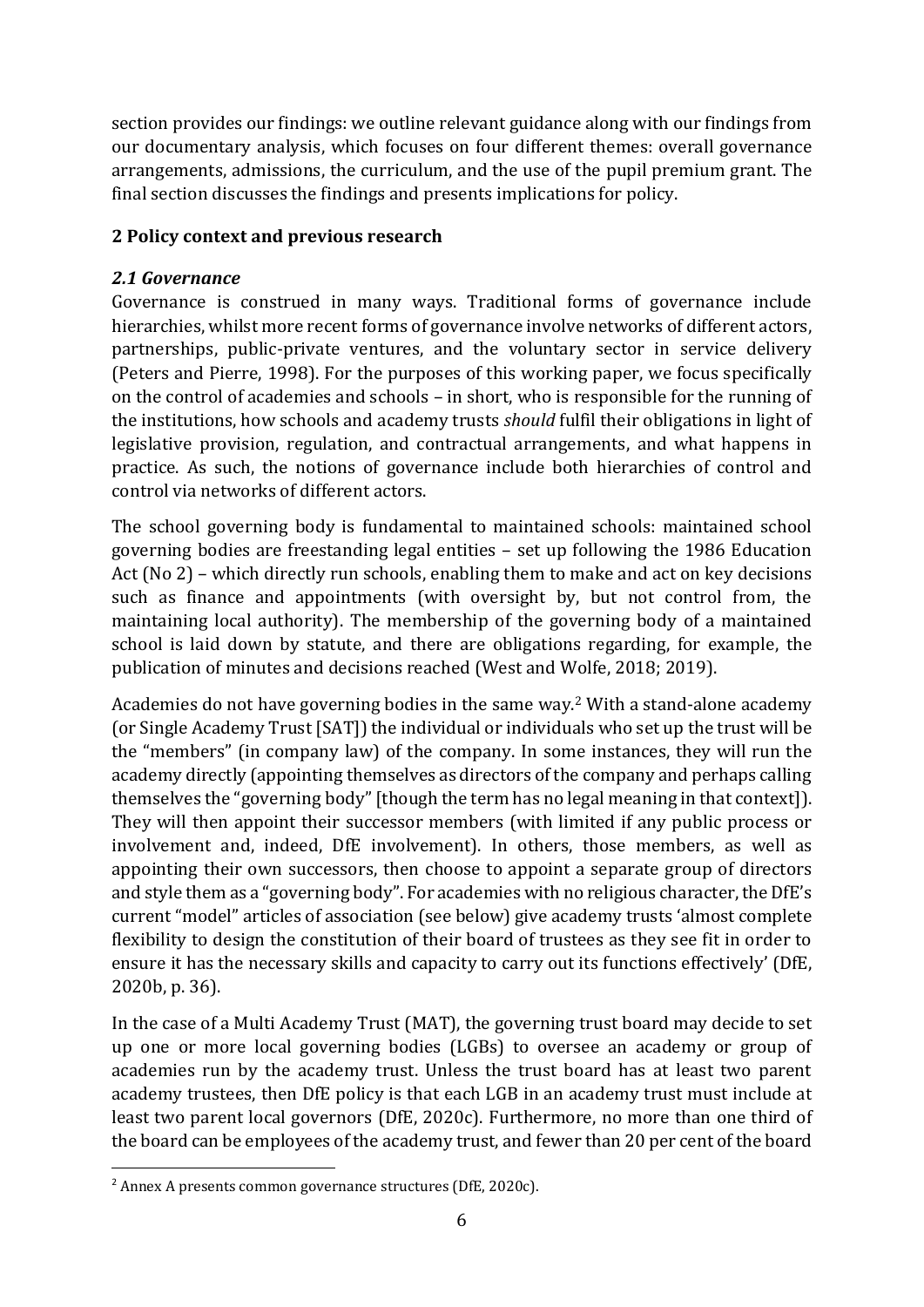section provides our findings: we outline relevant guidance along with our findings from our documentary analysis, which focuses on four different themes: overall governance arrangements, admissions, the curriculum, and the use of the pupil premium grant. The final section discusses the findings and presents implications for policy.

## 2 Policy context and previous research

### *2.1 Governance*

Governance is construed in many ways. Traditional forms of governance include hierarchies, whilst more recent forms of governance involve networks of different actors, partnerships, public-private ventures, and the voluntary sector in service delivery (Peters and Pierre, 1998). For the purposes of this working paper, we focus specifically on the control of academies and schools – in short, who is responsible for the running of the institutions, how schools and academy trusts *should* fulfil their obligations in light of legislative provision, regulation, and contractual arrangements, and what happens in practice. As such, the notions of governance include both hierarchies of control and control via networks of different actors.

The school governing body is fundamental to maintained schools: maintained school governing bodies are freestanding legal entities – set up following the 1986 Education Act (No 2) – which directly run schools, enabling them to make and act on key decisions such as finance and appointments (with oversight by, but not control from, the maintaining local authority). The membership of the governing body of a maintained school is laid down by statute, and there are obligations regarding, for example, the publication of minutes and decisions reached (West and Wolfe, 2018; 2019).

Academies do not have governing bodies in the same way.[2] With a stand-alone academy (or Single Academy Trust [SAT]) the individual or individuals who set up the trust will be the "members" (in company law) of the company. In some instances, they will run the academy directly (appointing themselves as directors of the company and perhaps calling themselves the "governing body" [though the term has no legal meaning in that context]). They will then appoint their successor members (with limited if any public process or involvement and, indeed, DfE involvement). In others, those members, as well as appointing their own successors, then choose to appoint a separate group of directors and style them as a "governing body". For academies with no religious character, the DfE's current "model" articles of association (see below) give academy trusts 'almost complete flexibility to design the constitution of their board of trustees as they see fit in order to ensure it has the necessary skills and capacity to carry out its functions effectively' (DfE, 2020b, p. 36).

In the case of a Multi Academy Trust (MAT), the governing trust board may decide to set up one or more local governing bodies (LGBs) to oversee an academy or group of academies run by the academy trust. Unless the trust board has at least two parent academy trustees, then DfE policy is that each LGB in an academy trust must include at least two parent local governors (DfE, 2020c). Furthermore, no more than one third of the board can be employees of the academy trust, and fewer than 20 per cent of the board

[2] Annex A presents common governance structures (DfE, 2020c).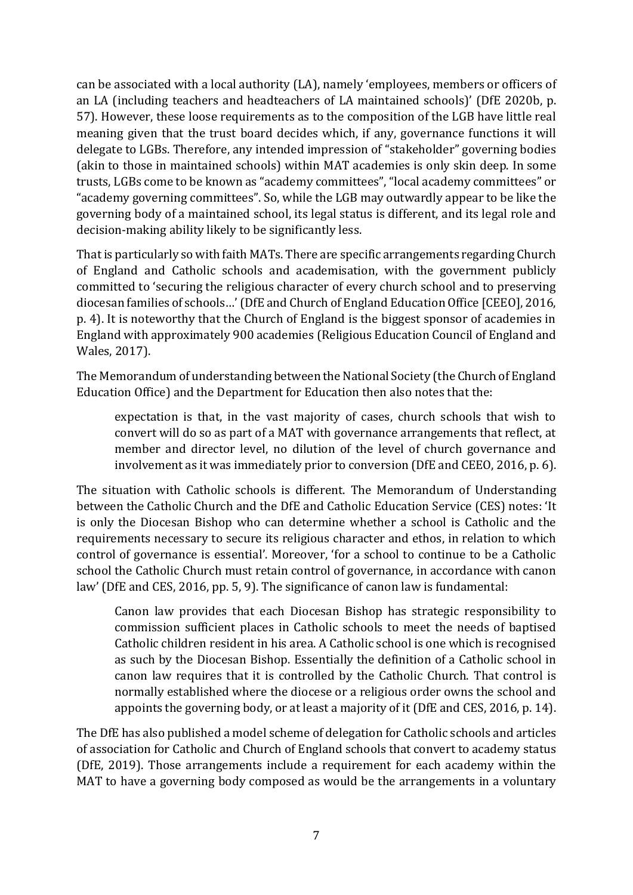can be associated with a local authority (LA), namely 'employees, members or officers of an LA (including teachers and headteachers of LA maintained schools)' (DfE 2020b, p. 57). However, these loose requirements as to the composition of the LGB have little real meaning given that the trust board decides which, if any, governance functions it will delegate to LGBs. Therefore, any intended impression of "stakeholder" governing bodies (akin to those in maintained schools) within MAT academies is only skin deep. In some trusts, LGBs come to be known as "academy committees", "local academy committees" or "academy governing committees". So, while the LGB may outwardly appear to be like the governing body of a maintained school, its legal status is different, and its legal role and decision-making ability likely to be significantly less.

That is particularly so with faith MATs. There are specific arrangements regarding Church of England and Catholic schools and academisation, with the government publicly committed to 'securing the religious character of every church school and to preserving diocesan families of schools…' (DfE and Church of England Education Office [CEEO], 2016, p. 4). It is noteworthy that the Church of England is the biggest sponsor of academies in England with approximately 900 academies (Religious Education Council of England and Wales, 2017).

The Memorandum of understanding between the National Society (the Church of England Education Office) and the Department for Education then also notes that the:

> expectation is that, in the vast majority of cases, church schools that wish to convert will do so as part of a MAT with governance arrangements that reflect, at member and director level, no dilution of the level of church governance and involvement as it was immediately prior to conversion (DfE and CEEO, 2016, p. 6).

The situation with Catholic schools is different. The Memorandum of Understanding between the Catholic Church and the DfE and Catholic Education Service (CES) notes: 'It is only the Diocesan Bishop who can determine whether a school is Catholic and the requirements necessary to secure its religious character and ethos, in relation to which control of governance is essential'. Moreover, 'for a school to continue to be a Catholic school the Catholic Church must retain control of governance, in accordance with canon law' (DfE and CES, 2016, pp. 5, 9). The significance of canon law is fundamental:

> Canon law provides that each Diocesan Bishop has strategic responsibility to commission sufficient places in Catholic schools to meet the needs of baptised Catholic children resident in his area. A Catholic school is one which is recognised as such by the Diocesan Bishop. Essentially the definition of a Catholic school in canon law requires that it is controlled by the Catholic Church. That control is normally established where the diocese or a religious order owns the school and appoints the governing body, or at least a majority of it (DfE and CES, 2016, p. 14).

The DfE has also published a model scheme of delegation for Catholic schools and articles of association for Catholic and Church of England schools that convert to academy status (DfE, 2019). Those arrangements include a requirement for each academy within the MAT to have a governing body composed as would be the arrangements in a voluntary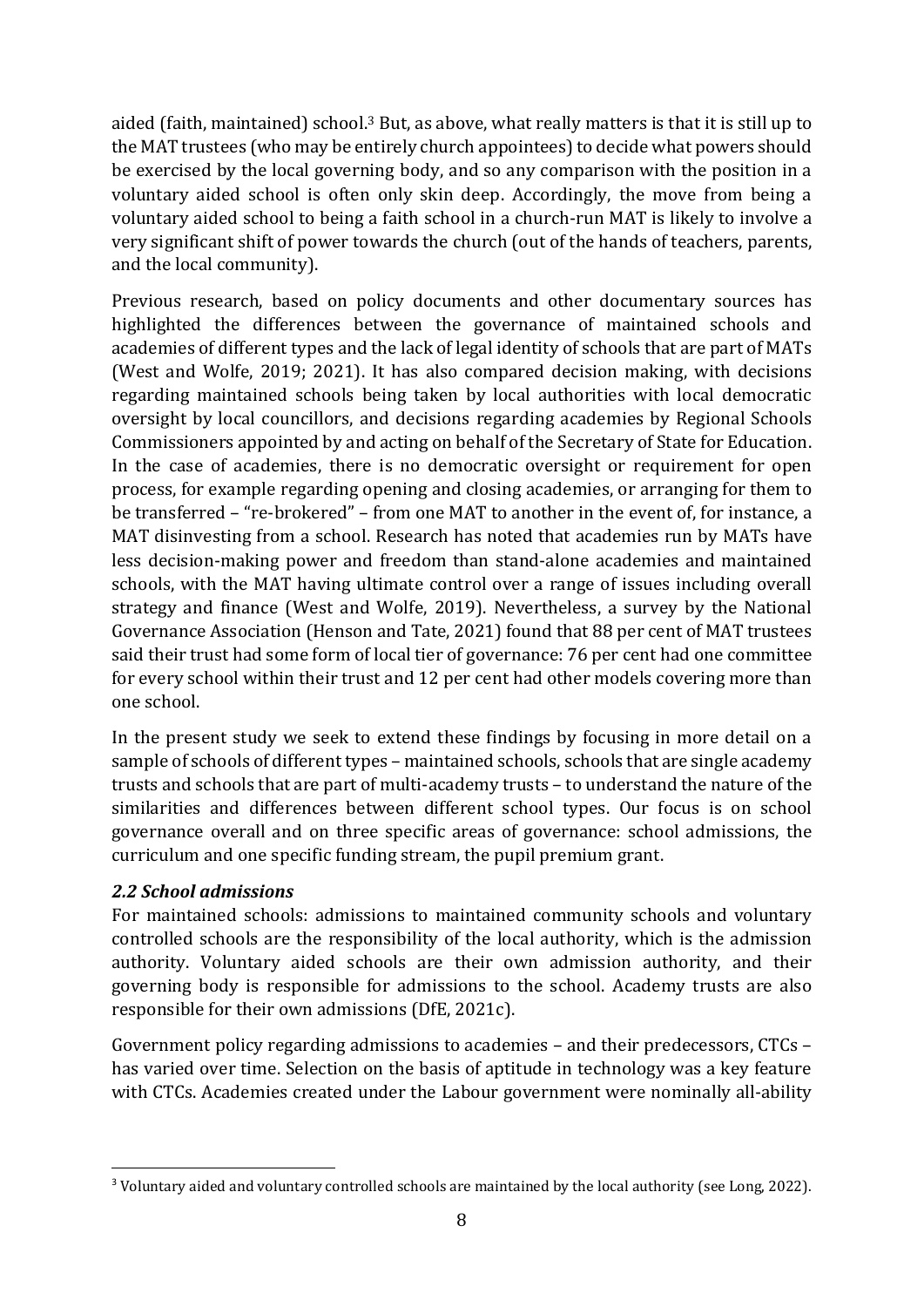aided (faith, maintained) school.[3] But, as above, what really matters is that it is still up to the MAT trustees (who may be entirely church appointees) to decide what powers should be exercised by the local governing body, and so any comparison with the position in a voluntary aided school is often only skin deep. Accordingly, the move from being a voluntary aided school to being a faith school in a church-run MAT is likely to involve a very significant shift of power towards the church (out of the hands of teachers, parents, and the local community).

Previous research, based on policy documents and other documentary sources has highlighted the differences between the governance of maintained schools and academies of different types and the lack of legal identity of schools that are part of MATs (West and Wolfe, 2019; 2021). It has also compared decision making, with decisions regarding maintained schools being taken by local authorities with local democratic oversight by local councillors, and decisions regarding academies by Regional Schools Commissioners appointed by and acting on behalf of the Secretary of State for Education. In the case of academies, there is no democratic oversight or requirement for open process, for example regarding opening and closing academies, or arranging for them to be transferred – "re-brokered" – from one MAT to another in the event of, for instance, a MAT disinvesting from a school. Research has noted that academies run by MATs have less decision-making power and freedom than stand-alone academies and maintained schools, with the MAT having ultimate control over a range of issues including overall strategy and finance (West and Wolfe, 2019). Nevertheless, a survey by the National Governance Association (Henson and Tate, 2021) found that 88 per cent of MAT trustees said their trust had some form of local tier of governance: 76 per cent had one committee for every school within their trust and 12 per cent had other models covering more than one school.

In the present study we seek to extend these findings by focusing in more detail on a sample of schools of different types – maintained schools, schools that are single academy trusts and schools that are part of multi-academy trusts – to understand the nature of the similarities and differences between different school types. Our focus is on school governance overall and on three specific areas of governance: school admissions, the curriculum and one specific funding stream, the pupil premium grant.

### *2.2 School admissions*

For maintained schools: admissions to maintained community schools and voluntary controlled schools are the responsibility of the local authority, which is the admission authority. Voluntary aided schools are their own admission authority, and their governing body is responsible for admissions to the school. Academy trusts are also responsible for their own admissions (DfE, 2021c).

Government policy regarding admissions to academies – and their predecessors, CTCs – has varied over time. Selection on the basis of aptitude in technology was a key feature with CTCs. Academies created under the Labour government were nominally all-ability

---

[3] Voluntary aided and voluntary controlled schools are maintained by the local authority (see Long, 2022).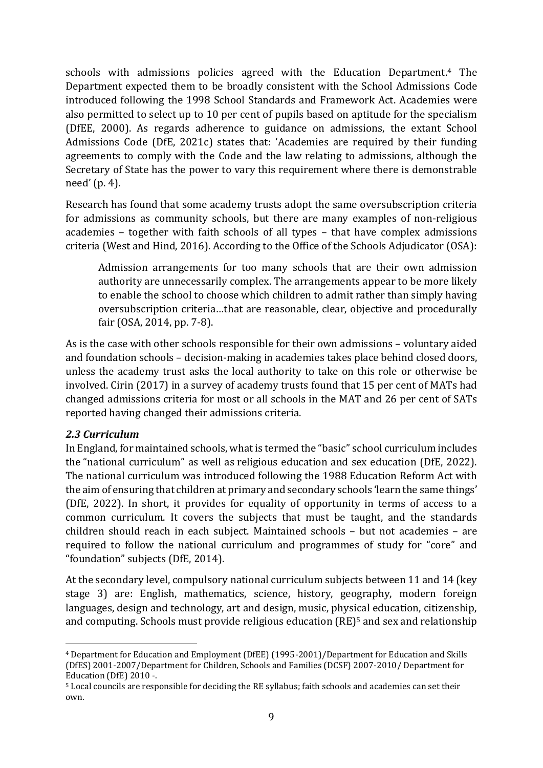schools with admissions policies agreed with the Education Department.[4] The Department expected them to be broadly consistent with the School Admissions Code introduced following the 1998 School Standards and Framework Act. Academies were also permitted to select up to 10 per cent of pupils based on aptitude for the specialism (DfEE, 2000). As regards adherence to guidance on admissions, the extant School Admissions Code (DfE, 2021c) states that: 'Academies are required by their funding agreements to comply with the Code and the law relating to admissions, although the Secretary of State has the power to vary this requirement where there is demonstrable need' (p. 4).

Research has found that some academy trusts adopt the same oversubscription criteria for admissions as community schools, but there are many examples of non-religious academies – together with faith schools of all types – that have complex admissions criteria (West and Hind, 2016). According to the Office of the Schools Adjudicator (OSA):

> Admission arrangements for too many schools that are their own admission authority are unnecessarily complex. The arrangements appear to be more likely to enable the school to choose which children to admit rather than simply having oversubscription criteria…that are reasonable, clear, objective and procedurally fair (OSA, 2014, pp. 7-8).

As is the case with other schools responsible for their own admissions – voluntary aided and foundation schools – decision-making in academies takes place behind closed doors, unless the academy trust asks the local authority to take on this role or otherwise be involved. Cirin (2017) in a survey of academy trusts found that 15 per cent of MATs had changed admissions criteria for most or all schools in the MAT and 26 per cent of SATs reported having changed their admissions criteria.

### *2.3 Curriculum*

In England, for maintained schools, what is termed the "basic" school curriculum includes the "national curriculum" as well as religious education and sex education (DfE, 2022). The national curriculum was introduced following the 1988 Education Reform Act with the aim of ensuring that children at primary and secondary schools 'learn the same things' (DfE, 2022). In short, it provides for equality of opportunity in terms of access to a common curriculum. It covers the subjects that must be taught, and the standards children should reach in each subject. Maintained schools – but not academies – are required to follow the national curriculum and programmes of study for "core" and "foundation" subjects (DfE, 2014).

At the secondary level, compulsory national curriculum subjects between 11 and 14 (key stage 3) are: English, mathematics, science, history, geography, modern foreign languages, design and technology, art and design, music, physical education, citizenship, and computing. Schools must provide religious education (RE)[5] and sex and relationship

---

[4] Department for Education and Employment (DfEE) (1995-2001)/Department for Education and Skills (DfES) 2001-2007/Department for Children, Schools and Families (DCSF) 2007-2010/ Department for Education (DfE) 2010 -.

[5] Local councils are responsible for deciding the RE syllabus; faith schools and academies can set their own.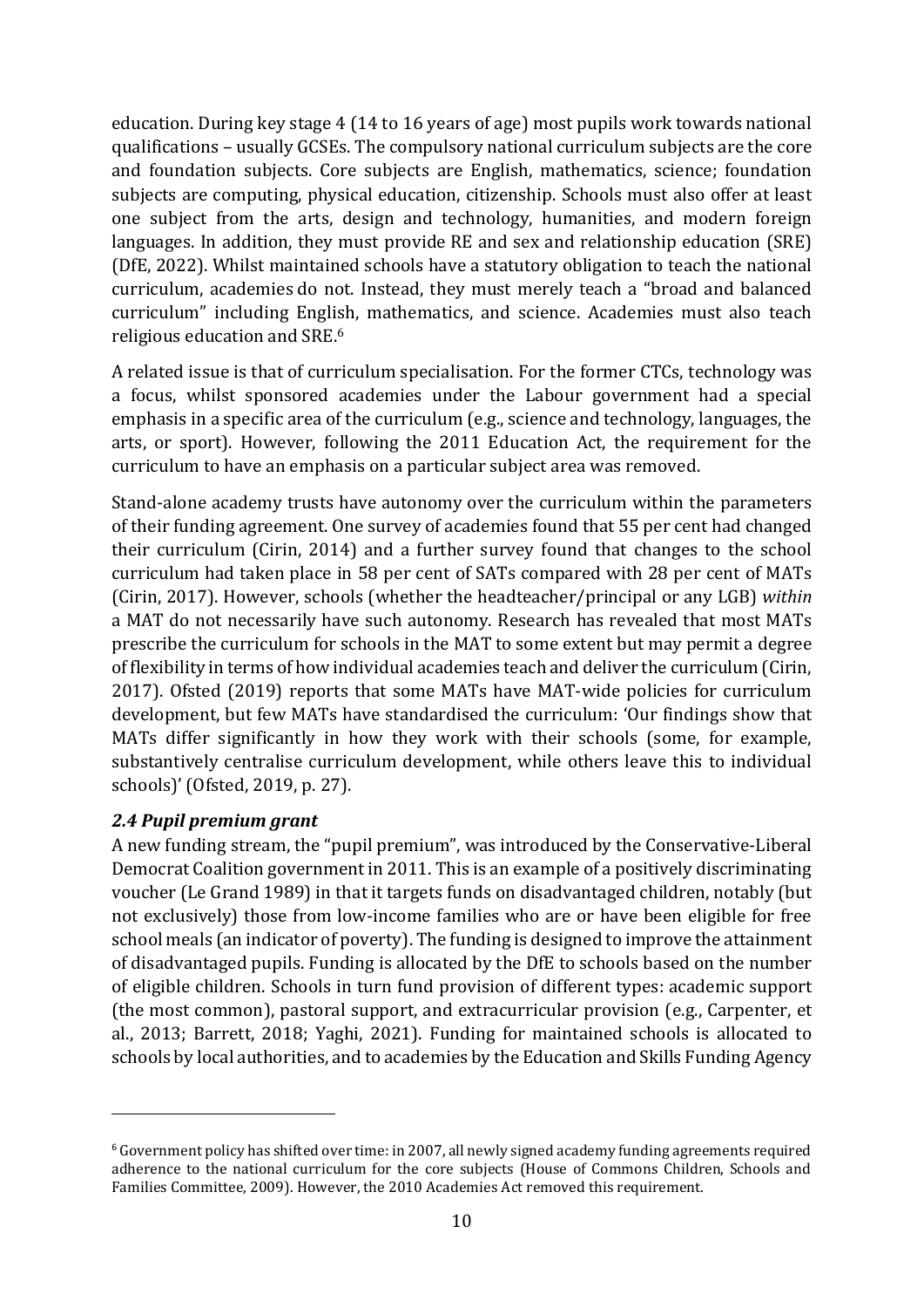education. During key stage 4 (14 to 16 years of age) most pupils work towards national qualifications – usually GCSEs. The compulsory national curriculum subjects are the core and foundation subjects. Core subjects are English, mathematics, science; foundation subjects are computing, physical education, citizenship. Schools must also offer at least one subject from the arts, design and technology, humanities, and modern foreign languages. In addition, they must provide RE and sex and relationship education (SRE) (DfE, 2022). Whilst maintained schools have a statutory obligation to teach the national curriculum, academies do not. Instead, they must merely teach a "broad and balanced curriculum" including English, mathematics, and science. Academies must also teach religious education and SRE.[6]

A related issue is that of curriculum specialisation. For the former CTCs, technology was a focus, whilst sponsored academies under the Labour government had a special emphasis in a specific area of the curriculum (e.g., science and technology, languages, the arts, or sport). However, following the 2011 Education Act, the requirement for the curriculum to have an emphasis on a particular subject area was removed.

Stand-alone academy trusts have autonomy over the curriculum within the parameters of their funding agreement. One survey of academies found that 55 per cent had changed their curriculum (Cirin, 2014) and a further survey found that changes to the school curriculum had taken place in 58 per cent of SATs compared with 28 per cent of MATs (Cirin, 2017). However, schools (whether the headteacher/principal or any LGB) *within* a MAT do not necessarily have such autonomy. Research has revealed that most MATs prescribe the curriculum for schools in the MAT to some extent but may permit a degree of flexibility in terms of how individual academies teach and deliver the curriculum (Cirin, 2017). Ofsted (2019) reports that some MATs have MAT-wide policies for curriculum development, but few MATs have standardised the curriculum: 'Our findings show that MATs differ significantly in how they work with their schools (some, for example, substantively centralise curriculum development, while others leave this to individual schools)' (Ofsted, 2019, p. 27).

### *2.4 Pupil premium grant*

A new funding stream, the "pupil premium", was introduced by the Conservative-Liberal Democrat Coalition government in 2011. This is an example of a positively discriminating voucher (Le Grand 1989) in that it targets funds on disadvantaged children, notably (but not exclusively) those from low-income families who are or have been eligible for free school meals (an indicator of poverty). The funding is designed to improve the attainment of disadvantaged pupils. Funding is allocated by the DfE to schools based on the number of eligible children. Schools in turn fund provision of different types: academic support (the most common), pastoral support, and extracurricular provision (e.g., Carpenter, et al., 2013; Barrett, 2018; Yaghi, 2021). Funding for maintained schools is allocated to schools by local authorities, and to academies by the Education and Skills Funding Agency

---

[6] Government policy has shifted over time: in 2007, all newly signed academy funding agreements required adherence to the national curriculum for the core subjects (House of Commons Children, Schools and Families Committee, 2009). However, the 2010 Academies Act removed this requirement.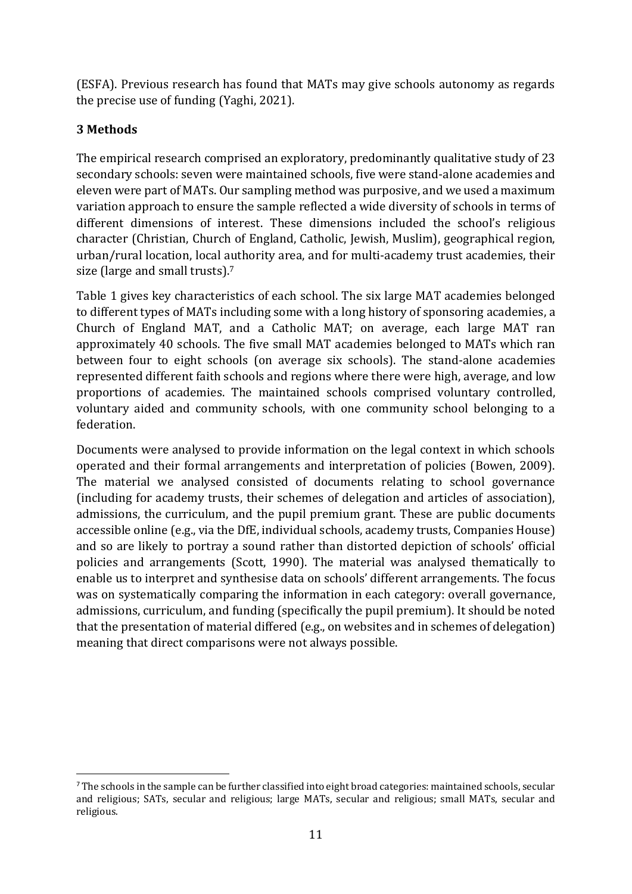(ESFA). Previous research has found that MATs may give schools autonomy as regards the precise use of funding (Yaghi, 2021).

## 3 Methods

The empirical research comprised an exploratory, predominantly qualitative study of 23 secondary schools: seven were maintained schools, five were stand-alone academies and eleven were part of MATs. Our sampling method was purposive, and we used a maximum variation approach to ensure the sample reflected a wide diversity of schools in terms of different dimensions of interest. These dimensions included the school's religious character (Christian, Church of England, Catholic, Jewish, Muslim), geographical region, urban/rural location, local authority area, and for multi-academy trust academies, their size (large and small trusts).[7]

Table 1 gives key characteristics of each school. The six large MAT academies belonged to different types of MATs including some with a long history of sponsoring academies, a Church of England MAT, and a Catholic MAT; on average, each large MAT ran approximately 40 schools. The five small MAT academies belonged to MATs which ran between four to eight schools (on average six schools). The stand-alone academies represented different faith schools and regions where there were high, average, and low proportions of academies. The maintained schools comprised voluntary controlled, voluntary aided and community schools, with one community school belonging to a federation.

Documents were analysed to provide information on the legal context in which schools operated and their formal arrangements and interpretation of policies (Bowen, 2009). The material we analysed consisted of documents relating to school governance (including for academy trusts, their schemes of delegation and articles of association), admissions, the curriculum, and the pupil premium grant. These are public documents accessible online (e.g., via the DfE, individual schools, academy trusts, Companies House) and so are likely to portray a sound rather than distorted depiction of schools' official policies and arrangements (Scott, 1990). The material was analysed thematically to enable us to interpret and synthesise data on schools' different arrangements. The focus was on systematically comparing the information in each category: overall governance, admissions, curriculum, and funding (specifically the pupil premium). It should be noted that the presentation of material differed (e.g., on websites and in schemes of delegation) meaning that direct comparisons were not always possible.

[7] The schools in the sample can be further classified into eight broad categories: maintained schools, secular and religious; SATs, secular and religious; large MATs, secular and religious; small MATs, secular and religious.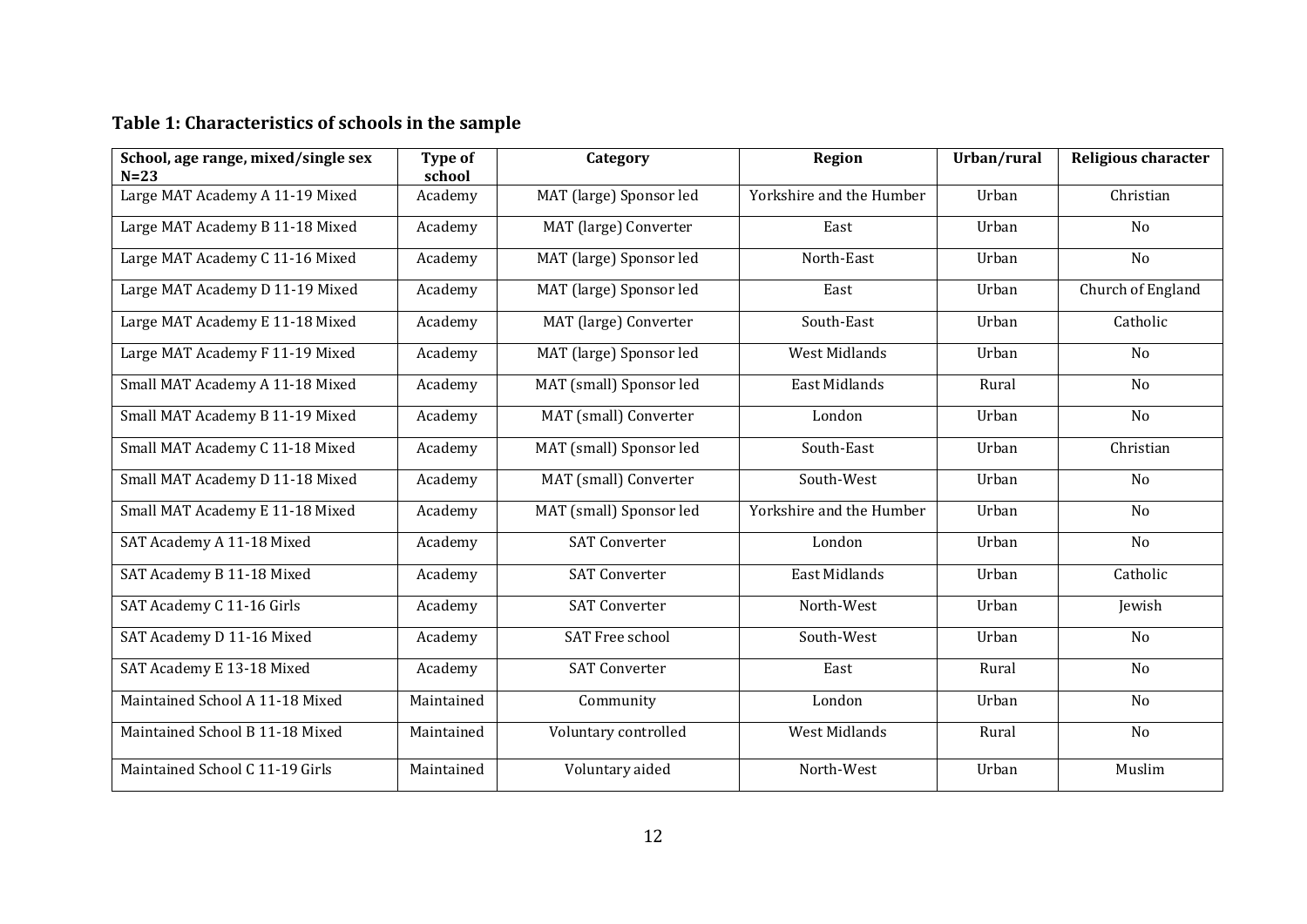**Table 1: Characteristics of schools in the sample**

| School, age range, mixed/single sex N=23 | Type of school | Category | Region | Urban/rural | Religious character |
|---|---|---|---|---|---|
| Large MAT Academy A 11-19 Mixed | Academy | MAT (large) Sponsor led | Yorkshire and the Humber | Urban | Christian |
| Large MAT Academy B 11-18 Mixed | Academy | MAT (large) Converter | East | Urban | No |
| Large MAT Academy C 11-16 Mixed | Academy | MAT (large) Sponsor led | North-East | Urban | No |
| Large MAT Academy D 11-19 Mixed | Academy | MAT (large) Sponsor led | East | Urban | Church of England |
| Large MAT Academy E 11-18 Mixed | Academy | MAT (large) Converter | South-East | Urban | Catholic |
| Large MAT Academy F 11-19 Mixed | Academy | MAT (large) Sponsor led | West Midlands | Urban | No |
| Small MAT Academy A 11-18 Mixed | Academy | MAT (small) Sponsor led | East Midlands | Rural | No |
| Small MAT Academy B 11-19 Mixed | Academy | MAT (small) Converter | London | Urban | No |
| Small MAT Academy C 11-18 Mixed | Academy | MAT (small) Sponsor led | South-East | Urban | Christian |
| Small MAT Academy D 11-18 Mixed | Academy | MAT (small) Converter | South-West | Urban | No |
| Small MAT Academy E 11-18 Mixed | Academy | MAT (small) Sponsor led | Yorkshire and the Humber | Urban | No |
| SAT Academy A 11-18 Mixed | Academy | SAT Converter | London | Urban | No |
| SAT Academy B 11-18 Mixed | Academy | SAT Converter | East Midlands | Urban | Catholic |
| SAT Academy C 11-16 Girls | Academy | SAT Converter | North-West | Urban | Jewish |
| SAT Academy D 11-16 Mixed | Academy | SAT Free school | South-West | Urban | No |
| SAT Academy E 13-18 Mixed | Academy | SAT Converter | East | Rural | No |
| Maintained School A 11-18 Mixed | Maintained | Community | London | Urban | No |
| Maintained School B 11-18 Mixed | Maintained | Voluntary controlled | West Midlands | Rural | No |
| Maintained School C 11-19 Girls | Maintained | Voluntary aided | North-West | Urban | Muslim |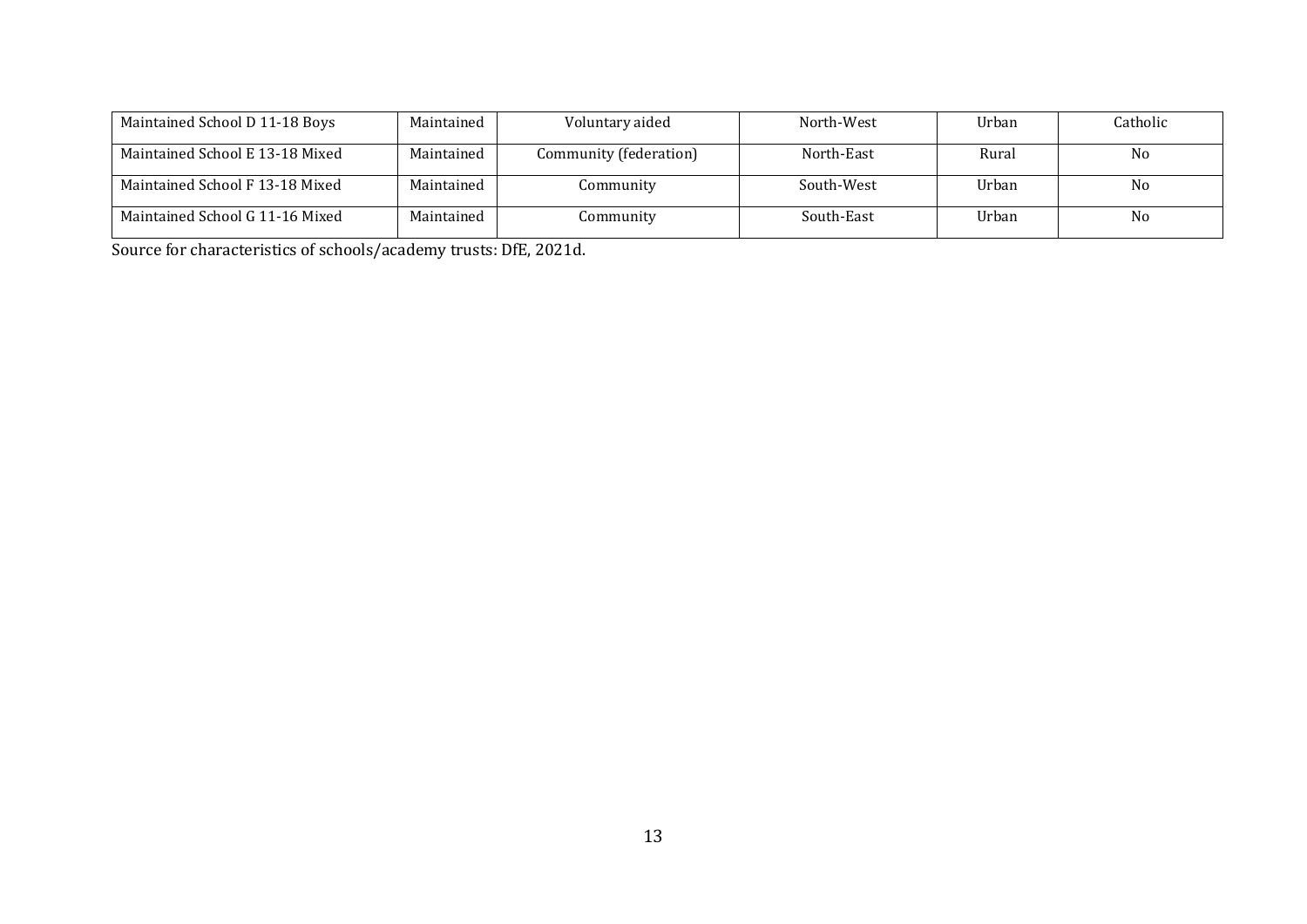| | | | | | |
|---|---|---|---|---|---|
| Maintained School D 11-18 Boys | Maintained | Voluntary aided | North-West | Urban | Catholic |
| Maintained School E 13-18 Mixed | Maintained | Community (federation) | North-East | Rural | No |
| Maintained School F 13-18 Mixed | Maintained | Community | South-West | Urban | No |
| Maintained School G 11-16 Mixed | Maintained | Community | South-East | Urban | No |

Source for characteristics of schools/academy trusts: DfE, 2021d.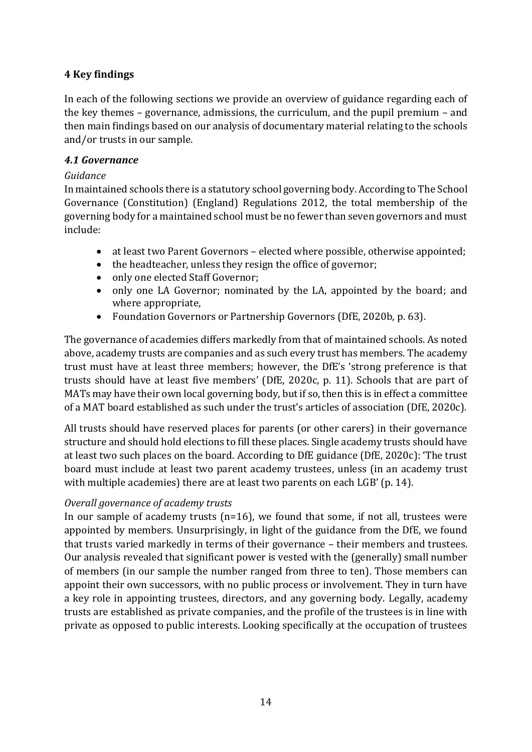## 4 Key findings

In each of the following sections we provide an overview of guidance regarding each of the key themes – governance, admissions, the curriculum, and the pupil premium – and then main findings based on our analysis of documentary material relating to the schools and/or trusts in our sample.

### *4.1 Governance*

*Guidance*

In maintained schools there is a statutory school governing body. According to The School Governance (Constitution) (England) Regulations 2012, the total membership of the governing body for a maintained school must be no fewer than seven governors and must include:

- at least two Parent Governors – elected where possible, otherwise appointed;
- the headteacher, unless they resign the office of governor;
- only one elected Staff Governor;
- only one LA Governor; nominated by the LA, appointed by the board; and where appropriate,
- Foundation Governors or Partnership Governors (DfE, 2020b, p. 63).

The governance of academies differs markedly from that of maintained schools. As noted above, academy trusts are companies and as such every trust has members. The academy trust must have at least three members; however, the DfE's 'strong preference is that trusts should have at least five members' (DfE, 2020c, p. 11). Schools that are part of MATs may have their own local governing body, but if so, then this is in effect a committee of a MAT board established as such under the trust's articles of association (DfE, 2020c).

All trusts should have reserved places for parents (or other carers) in their governance structure and should hold elections to fill these places. Single academy trusts should have at least two such places on the board. According to DfE guidance (DfE, 2020c): 'The trust board must include at least two parent academy trustees, unless (in an academy trust with multiple academies) there are at least two parents on each LGB' (p. 14).

*Overall governance of academy trusts*

In our sample of academy trusts (n=16), we found that some, if not all, trustees were appointed by members. Unsurprisingly, in light of the guidance from the DfE, we found that trusts varied markedly in terms of their governance – their members and trustees. Our analysis revealed that significant power is vested with the (generally) small number of members (in our sample the number ranged from three to ten). Those members can appoint their own successors, with no public process or involvement. They in turn have a key role in appointing trustees, directors, and any governing body. Legally, academy trusts are established as private companies, and the profile of the trustees is in line with private as opposed to public interests. Looking specifically at the occupation of trustees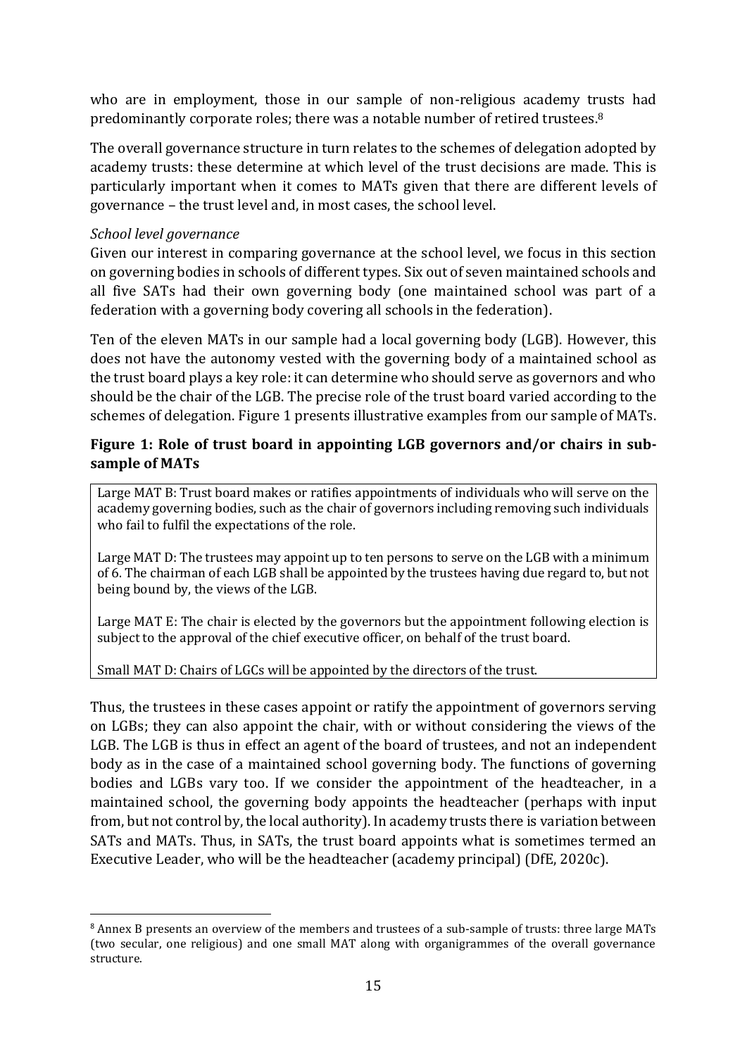who are in employment, those in our sample of non-religious academy trusts had predominantly corporate roles; there was a notable number of retired trustees.[8]

The overall governance structure in turn relates to the schemes of delegation adopted by academy trusts: these determine at which level of the trust decisions are made. This is particularly important when it comes to MATs given that there are different levels of governance – the trust level and, in most cases, the school level.

*School level governance*

Given our interest in comparing governance at the school level, we focus in this section on governing bodies in schools of different types. Six out of seven maintained schools and all five SATs had their own governing body (one maintained school was part of a federation with a governing body covering all schools in the federation).

Ten of the eleven MATs in our sample had a local governing body (LGB). However, this does not have the autonomy vested with the governing body of a maintained school as the trust board plays a key role: it can determine who should serve as governors and who should be the chair of the LGB. The precise role of the trust board varied according to the schemes of delegation. Figure 1 presents illustrative examples from our sample of MATs.

**Figure 1: Role of trust board in appointing LGB governors and/or chairs in sub-sample of MATs**

Large MAT B: Trust board makes or ratifies appointments of individuals who will serve on the academy governing bodies, such as the chair of governors including removing such individuals who fail to fulfil the expectations of the role.

Large MAT D: The trustees may appoint up to ten persons to serve on the LGB with a minimum of 6. The chairman of each LGB shall be appointed by the trustees having due regard to, but not being bound by, the views of the LGB.

Large MAT E: The chair is elected by the governors but the appointment following election is subject to the approval of the chief executive officer, on behalf of the trust board.

Small MAT D: Chairs of LGCs will be appointed by the directors of the trust.

Thus, the trustees in these cases appoint or ratify the appointment of governors serving on LGBs; they can also appoint the chair, with or without considering the views of the LGB. The LGB is thus in effect an agent of the board of trustees, and not an independent body as in the case of a maintained school governing body. The functions of governing bodies and LGBs vary too. If we consider the appointment of the headteacher, in a maintained school, the governing body appoints the headteacher (perhaps with input from, but not control by, the local authority). In academy trusts there is variation between SATs and MATs. Thus, in SATs, the trust board appoints what is sometimes termed an Executive Leader, who will be the headteacher (academy principal) (DfE, 2020c).

---

[8] Annex B presents an overview of the members and trustees of a sub-sample of trusts: three large MATs (two secular, one religious) and one small MAT along with organigrammes of the overall governance structure.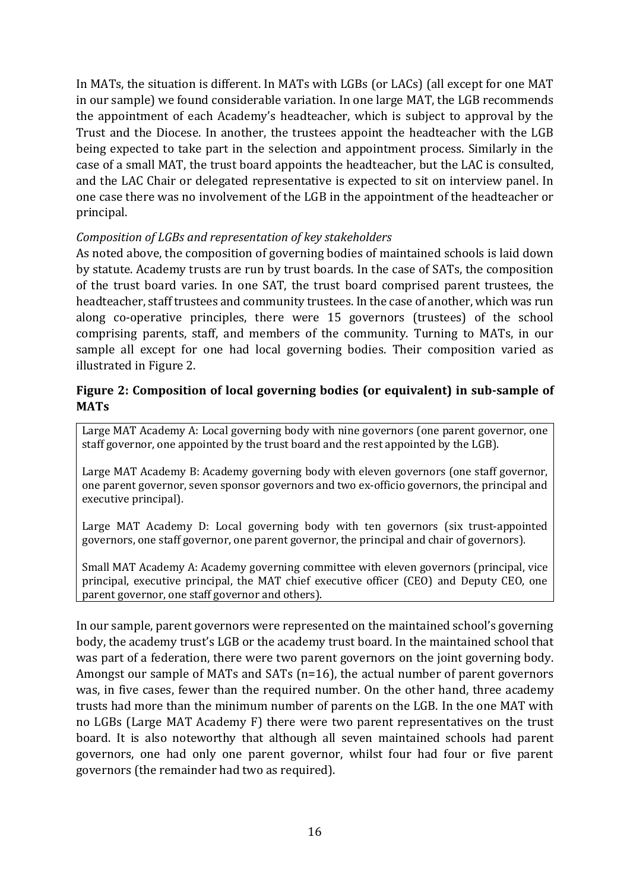In MATs, the situation is different. In MATs with LGBs (or LACs) (all except for one MAT in our sample) we found considerable variation. In one large MAT, the LGB recommends the appointment of each Academy's headteacher, which is subject to approval by the Trust and the Diocese. In another, the trustees appoint the headteacher with the LGB being expected to take part in the selection and appointment process. Similarly in the case of a small MAT, the trust board appoints the headteacher, but the LAC is consulted, and the LAC Chair or delegated representative is expected to sit on interview panel. In one case there was no involvement of the LGB in the appointment of the headteacher or principal.

*Composition of LGBs and representation of key stakeholders*

As noted above, the composition of governing bodies of maintained schools is laid down by statute. Academy trusts are run by trust boards. In the case of SATs, the composition of the trust board varies. In one SAT, the trust board comprised parent trustees, the headteacher, staff trustees and community trustees. In the case of another, which was run along co-operative principles, there were 15 governors (trustees) of the school comprising parents, staff, and members of the community. Turning to MATs, in our sample all except for one had local governing bodies. Their composition varied as illustrated in Figure 2.

**Figure 2: Composition of local governing bodies (or equivalent) in sub-sample of MATs**

Large MAT Academy A: Local governing body with nine governors (one parent governor, one staff governor, one appointed by the trust board and the rest appointed by the LGB).

Large MAT Academy B: Academy governing body with eleven governors (one staff governor, one parent governor, seven sponsor governors and two ex-officio governors, the principal and executive principal).

Large MAT Academy D: Local governing body with ten governors (six trust-appointed governors, one staff governor, one parent governor, the principal and chair of governors).

Small MAT Academy A: Academy governing committee with eleven governors (principal, vice principal, executive principal, the MAT chief executive officer (CEO) and Deputy CEO, one parent governor, one staff governor and others).

In our sample, parent governors were represented on the maintained school's governing body, the academy trust's LGB or the academy trust board. In the maintained school that was part of a federation, there were two parent governors on the joint governing body. Amongst our sample of MATs and SATs (n=16), the actual number of parent governors was, in five cases, fewer than the required number. On the other hand, three academy trusts had more than the minimum number of parents on the LGB. In the one MAT with no LGBs (Large MAT Academy F) there were two parent representatives on the trust board. It is also noteworthy that although all seven maintained schools had parent governors, one had only one parent governor, whilst four had four or five parent governors (the remainder had two as required).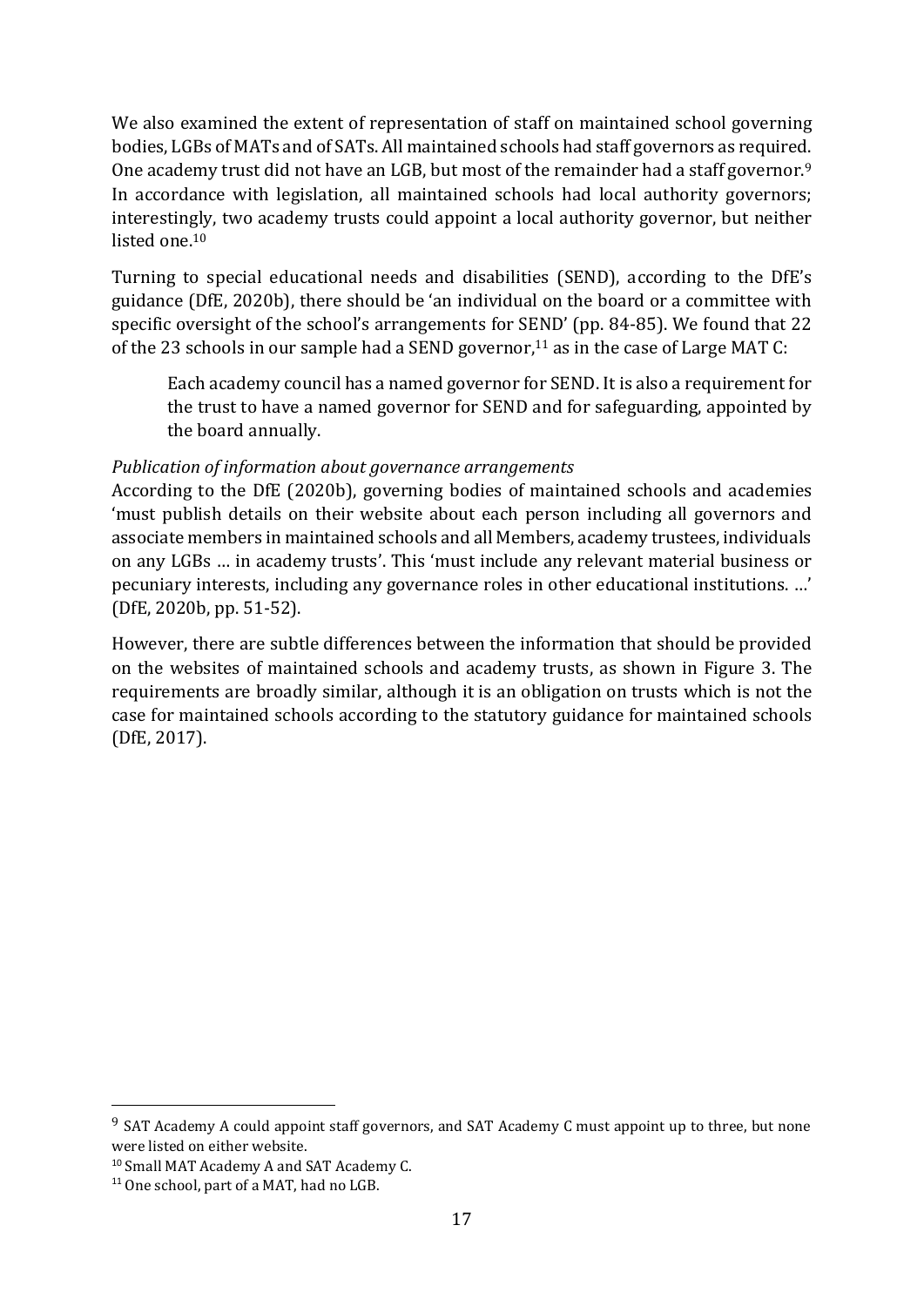We also examined the extent of representation of staff on maintained school governing bodies, LGBs of MATs and of SATs. All maintained schools had staff governors as required. One academy trust did not have an LGB, but most of the remainder had a staff governor.[9] In accordance with legislation, all maintained schools had local authority governors; interestingly, two academy trusts could appoint a local authority governor, but neither listed one.[10]

Turning to special educational needs and disabilities (SEND), according to the DfE's guidance (DfE, 2020b), there should be 'an individual on the board or a committee with specific oversight of the school's arrangements for SEND' (pp. 84-85). We found that 22 of the 23 schools in our sample had a SEND governor,[11] as in the case of Large MAT C:

> Each academy council has a named governor for SEND. It is also a requirement for the trust to have a named governor for SEND and for safeguarding, appointed by the board annually.

*Publication of information about governance arrangements*

According to the DfE (2020b), governing bodies of maintained schools and academies 'must publish details on their website about each person including all governors and associate members in maintained schools and all Members, academy trustees, individuals on any LGBs … in academy trusts'. This 'must include any relevant material business or pecuniary interests, including any governance roles in other educational institutions. …' (DfE, 2020b, pp. 51-52).

However, there are subtle differences between the information that should be provided on the websites of maintained schools and academy trusts, as shown in Figure 3. The requirements are broadly similar, although it is an obligation on trusts which is not the case for maintained schools according to the statutory guidance for maintained schools (DfE, 2017).

---

[9] SAT Academy A could appoint staff governors, and SAT Academy C must appoint up to three, but none were listed on either website.

[10] Small MAT Academy A and SAT Academy C.

[11] One school, part of a MAT, had no LGB.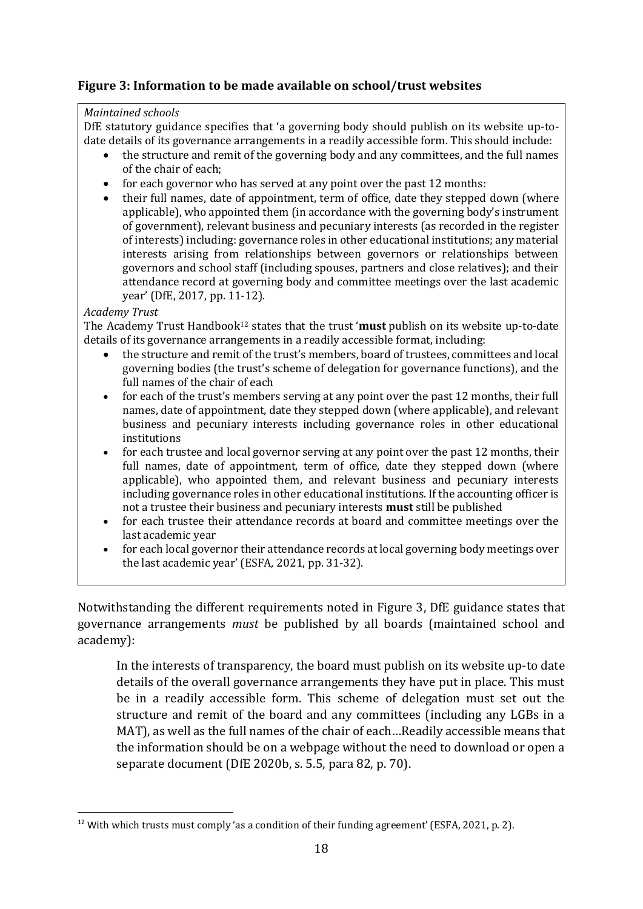**Figure 3: Information to be made available on school/trust websites**

*Maintained schools*

DfE statutory guidance specifies that 'a governing body should publish on its website up-to-date details of its governance arrangements in a readily accessible form. This should include:

- the structure and remit of the governing body and any committees, and the full names of the chair of each;
- for each governor who has served at any point over the past 12 months:
- their full names, date of appointment, term of office, date they stepped down (where applicable), who appointed them (in accordance with the governing body's instrument of government), relevant business and pecuniary interests (as recorded in the register of interests) including: governance roles in other educational institutions; any material interests arising from relationships between governors or relationships between governors and school staff (including spouses, partners and close relatives); and their attendance record at governing body and committee meetings over the last academic year' (DfE, 2017, pp. 11-12).

*Academy Trust*

The Academy Trust Handbook[12] states that the trust '**must** publish on its website up-to-date details of its governance arrangements in a readily accessible format, including:

- the structure and remit of the trust's members, board of trustees, committees and local governing bodies (the trust's scheme of delegation for governance functions), and the full names of the chair of each
- for each of the trust's members serving at any point over the past 12 months, their full names, date of appointment, date they stepped down (where applicable), and relevant business and pecuniary interests including governance roles in other educational institutions
- for each trustee and local governor serving at any point over the past 12 months, their full names, date of appointment, term of office, date they stepped down (where applicable), who appointed them, and relevant business and pecuniary interests including governance roles in other educational institutions. If the accounting officer is not a trustee their business and pecuniary interests **must** still be published
- for each trustee their attendance records at board and committee meetings over the last academic year
- for each local governor their attendance records at local governing body meetings over the last academic year' (ESFA, 2021, pp. 31-32).

Notwithstanding the different requirements noted in Figure 3, DfE guidance states that governance arrangements *must* be published by all boards (maintained school and academy):

> In the interests of transparency, the board must publish on its website up-to date details of the overall governance arrangements they have put in place. This must be in a readily accessible form. This scheme of delegation must set out the structure and remit of the board and any committees (including any LGBs in a MAT), as well as the full names of the chair of each…Readily accessible means that the information should be on a webpage without the need to download or open a separate document (DfE 2020b, s. 5.5, para 82, p. 70).

[12] With which trusts must comply 'as a condition of their funding agreement' (ESFA, 2021, p. 2).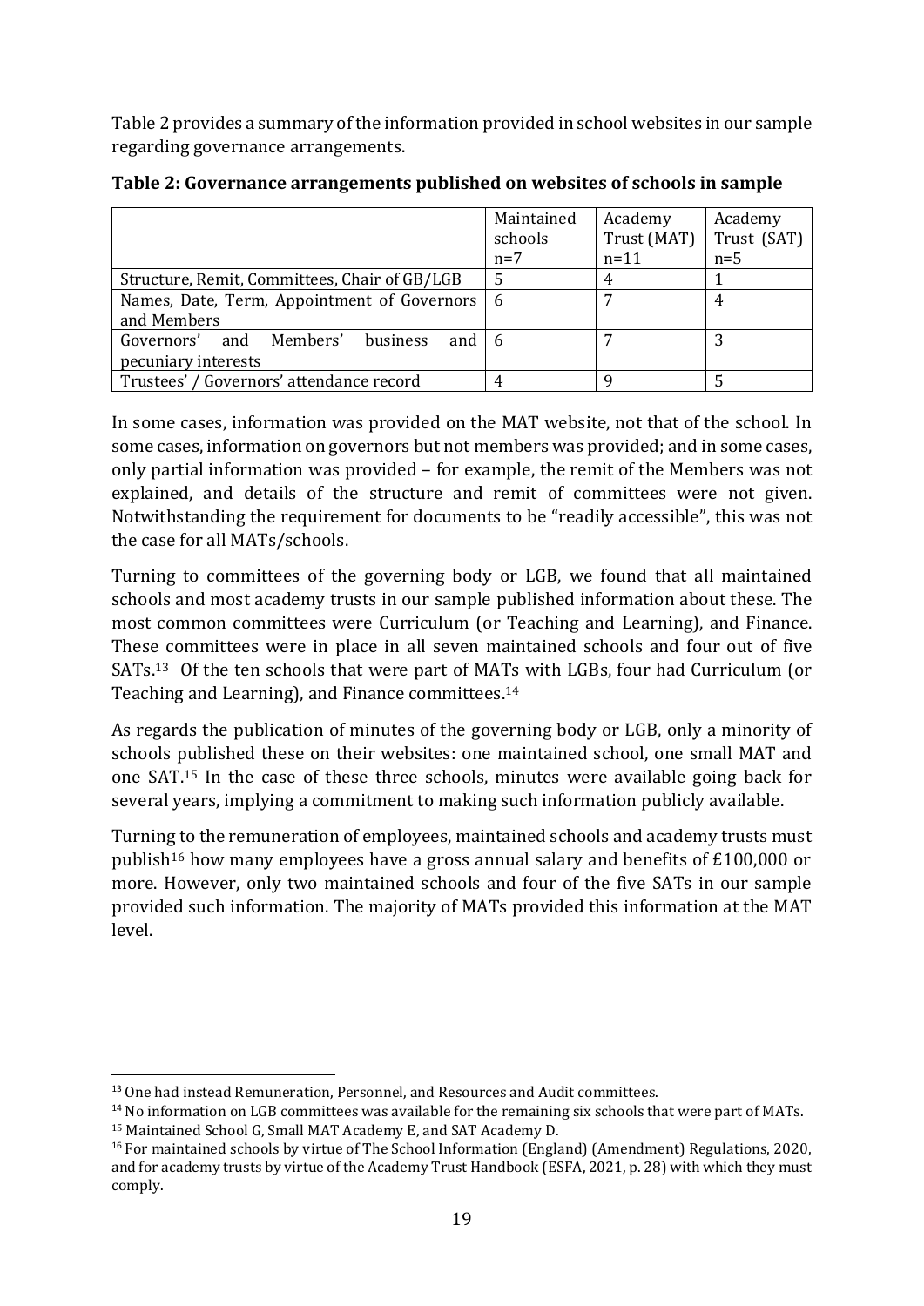Table 2 provides a summary of the information provided in school websites in our sample regarding governance arrangements.

**Table 2: Governance arrangements published on websites of schools in sample**

| | Maintained schools n=7 | Academy Trust (MAT) n=11 | Academy Trust (SAT) n=5 |
|---|---|---|---|
| Structure, Remit, Committees, Chair of GB/LGB | 5 | 4 | 1 |
| Names, Date, Term, Appointment of Governors and Members | 6 | 7 | 4 |
| Governors' and Members' business and pecuniary interests | 6 | 7 | 3 |
| Trustees' / Governors' attendance record | 4 | 9 | 5 |

In some cases, information was provided on the MAT website, not that of the school. In some cases, information on governors but not members was provided; and in some cases, only partial information was provided – for example, the remit of the Members was not explained, and details of the structure and remit of committees were not given. Notwithstanding the requirement for documents to be "readily accessible", this was not the case for all MATs/schools.

Turning to committees of the governing body or LGB, we found that all maintained schools and most academy trusts in our sample published information about these. The most common committees were Curriculum (or Teaching and Learning), and Finance. These committees were in place in all seven maintained schools and four out of five SATs.[13] Of the ten schools that were part of MATs with LGBs, four had Curriculum (or Teaching and Learning), and Finance committees.[14]

As regards the publication of minutes of the governing body or LGB, only a minority of schools published these on their websites: one maintained school, one small MAT and one SAT.[15] In the case of these three schools, minutes were available going back for several years, implying a commitment to making such information publicly available.

Turning to the remuneration of employees, maintained schools and academy trusts must publish[16] how many employees have a gross annual salary and benefits of £100,000 or more. However, only two maintained schools and four of the five SATs in our sample provided such information. The majority of MATs provided this information at the MAT level.

---

[13] One had instead Remuneration, Personnel, and Resources and Audit committees.

[14] No information on LGB committees was available for the remaining six schools that were part of MATs.

[15] Maintained School G, Small MAT Academy E, and SAT Academy D.

[16] For maintained schools by virtue of The School Information (England) (Amendment) Regulations, 2020, and for academy trusts by virtue of the Academy Trust Handbook (ESFA, 2021, p. 28) with which they must comply.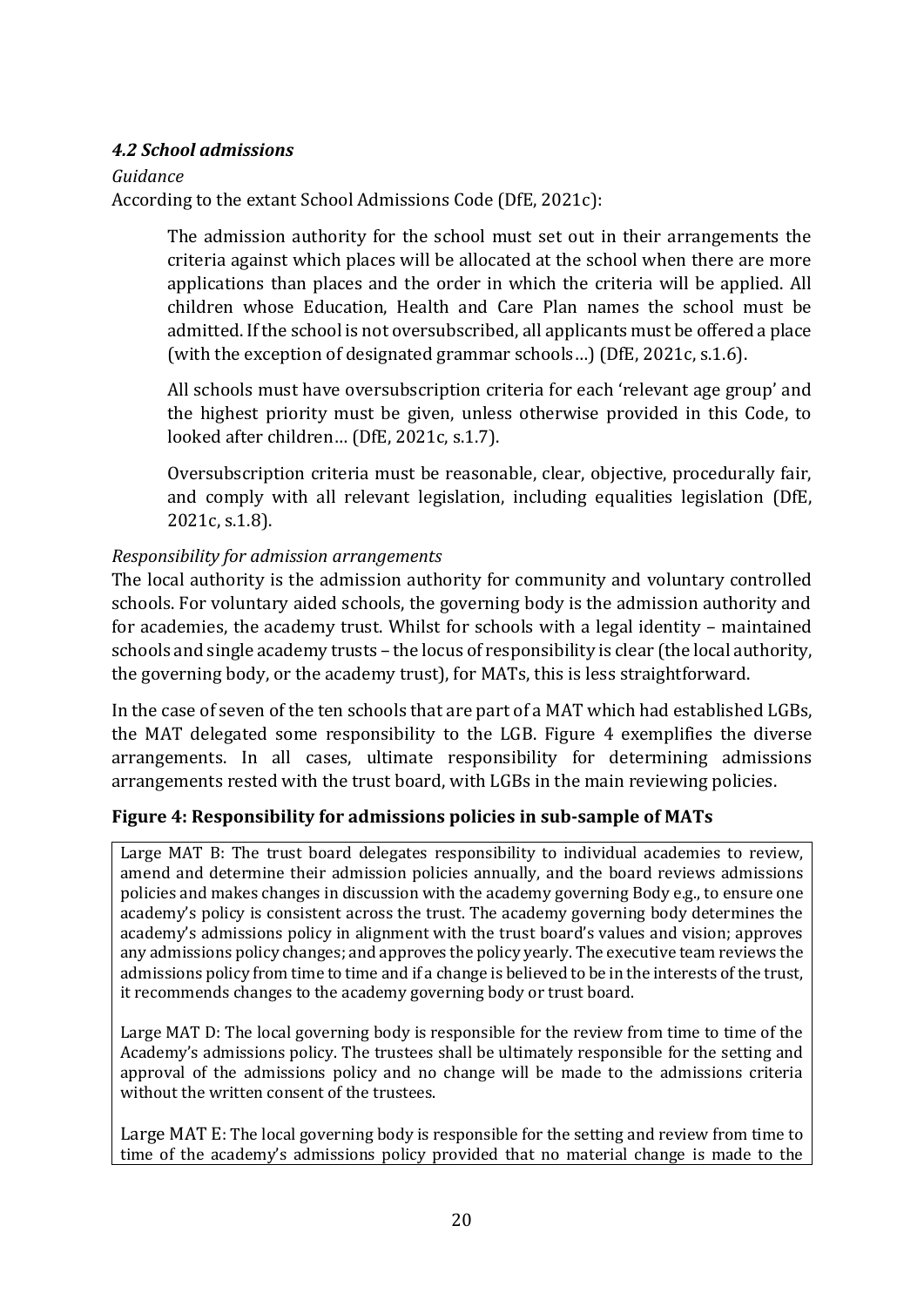### *4.2 School admissions*

*Guidance*

According to the extant School Admissions Code (DfE, 2021c):

> The admission authority for the school must set out in their arrangements the criteria against which places will be allocated at the school when there are more applications than places and the order in which the criteria will be applied. All children whose Education, Health and Care Plan names the school must be admitted. If the school is not oversubscribed, all applicants must be offered a place (with the exception of designated grammar schools…) (DfE, 2021c, s.1.6).
>
> All schools must have oversubscription criteria for each 'relevant age group' and the highest priority must be given, unless otherwise provided in this Code, to looked after children… (DfE, 2021c, s.1.7).
>
> Oversubscription criteria must be reasonable, clear, objective, procedurally fair, and comply with all relevant legislation, including equalities legislation (DfE, 2021c, s.1.8).

*Responsibility for admission arrangements*

The local authority is the admission authority for community and voluntary controlled schools. For voluntary aided schools, the governing body is the admission authority and for academies, the academy trust. Whilst for schools with a legal identity – maintained schools and single academy trusts – the locus of responsibility is clear (the local authority, the governing body, or the academy trust), for MATs, this is less straightforward.

In the case of seven of the ten schools that are part of a MAT which had established LGBs, the MAT delegated some responsibility to the LGB. Figure 4 exemplifies the diverse arrangements. In all cases, ultimate responsibility for determining admissions arrangements rested with the trust board, with LGBs in the main reviewing policies.

**Figure 4: Responsibility for admissions policies in sub-sample of MATs**

Large MAT B: The trust board delegates responsibility to individual academies to review, amend and determine their admission policies annually, and the board reviews admissions policies and makes changes in discussion with the academy governing Body e.g., to ensure one academy's policy is consistent across the trust. The academy governing body determines the academy's admissions policy in alignment with the trust board's values and vision; approves any admissions policy changes; and approves the policy yearly. The executive team reviews the admissions policy from time to time and if a change is believed to be in the interests of the trust, it recommends changes to the academy governing body or trust board.

Large MAT D: The local governing body is responsible for the review from time to time of the Academy's admissions policy. The trustees shall be ultimately responsible for the setting and approval of the admissions policy and no change will be made to the admissions criteria without the written consent of the trustees.

Large MAT E: The local governing body is responsible for the setting and review from time to time of the academy's admissions policy provided that no material change is made to the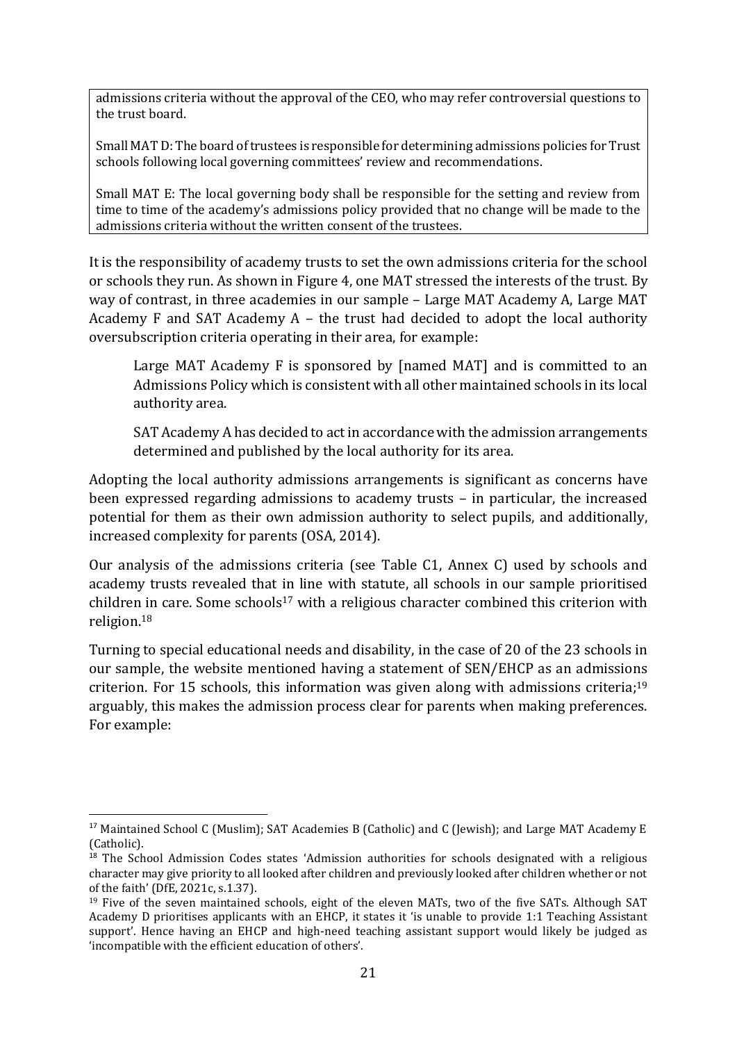admissions criteria without the approval of the CEO, who may refer controversial questions to the trust board.

Small MAT D: The board of trustees is responsible for determining admissions policies for Trust schools following local governing committees' review and recommendations.

Small MAT E: The local governing body shall be responsible for the setting and review from time to time of the academy's admissions policy provided that no change will be made to the admissions criteria without the written consent of the trustees.

It is the responsibility of academy trusts to set the own admissions criteria for the school or schools they run. As shown in Figure 4, one MAT stressed the interests of the trust. By way of contrast, in three academies in our sample – Large MAT Academy A, Large MAT Academy F and SAT Academy A – the trust had decided to adopt the local authority oversubscription criteria operating in their area, for example:

> Large MAT Academy F is sponsored by [named MAT] and is committed to an Admissions Policy which is consistent with all other maintained schools in its local authority area.
>
> SAT Academy A has decided to act in accordance with the admission arrangements determined and published by the local authority for its area.

Adopting the local authority admissions arrangements is significant as concerns have been expressed regarding admissions to academy trusts – in particular, the increased potential for them as their own admission authority to select pupils, and additionally, increased complexity for parents (OSA, 2014).

Our analysis of the admissions criteria (see Table C1, Annex C) used by schools and academy trusts revealed that in line with statute, all schools in our sample prioritised children in care. Some schools[17] with a religious character combined this criterion with religion.[18]

Turning to special educational needs and disability, in the case of 20 of the 23 schools in our sample, the website mentioned having a statement of SEN/EHCP as an admissions criterion. For 15 schools, this information was given along with admissions criteria;[19] arguably, this makes the admission process clear for parents when making preferences. For example:

---

[17] Maintained School C (Muslim); SAT Academies B (Catholic) and C (Jewish); and Large MAT Academy E (Catholic).

[18] The School Admission Codes states 'Admission authorities for schools designated with a religious character may give priority to all looked after children and previously looked after children whether or not of the faith' (DfE, 2021c, s.1.37).

[19] Five of the seven maintained schools, eight of the eleven MATs, two of the five SATs. Although SAT Academy D prioritises applicants with an EHCP, it states it 'is unable to provide 1:1 Teaching Assistant support'. Hence having an EHCP and high-need teaching assistant support would likely be judged as 'incompatible with the efficient education of others'.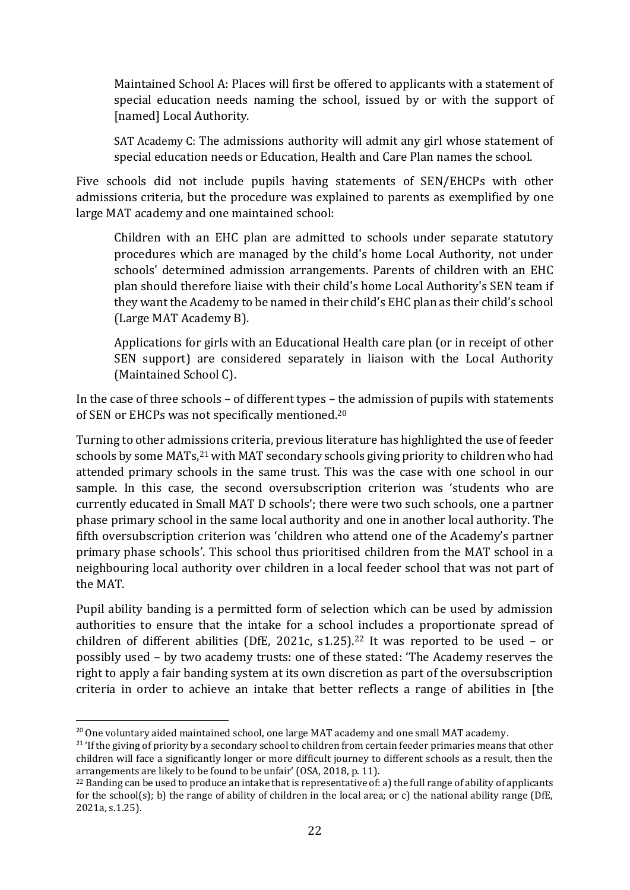> Maintained School A: Places will first be offered to applicants with a statement of special education needs naming the school, issued by or with the support of [named] Local Authority.

> SAT Academy C: The admissions authority will admit any girl whose statement of special education needs or Education, Health and Care Plan names the school.

Five schools did not include pupils having statements of SEN/EHCPs with other admissions criteria, but the procedure was explained to parents as exemplified by one large MAT academy and one maintained school:

> Children with an EHC plan are admitted to schools under separate statutory procedures which are managed by the child's home Local Authority, not under schools' determined admission arrangements. Parents of children with an EHC plan should therefore liaise with their child's home Local Authority's SEN team if they want the Academy to be named in their child's EHC plan as their child's school (Large MAT Academy B).

> Applications for girls with an Educational Health care plan (or in receipt of other SEN support) are considered separately in liaison with the Local Authority (Maintained School C).

In the case of three schools – of different types – the admission of pupils with statements of SEN or EHCPs was not specifically mentioned.[20]

Turning to other admissions criteria, previous literature has highlighted the use of feeder schools by some MATs,[21] with MAT secondary schools giving priority to children who had attended primary schools in the same trust. This was the case with one school in our sample. In this case, the second oversubscription criterion was 'students who are currently educated in Small MAT D schools'; there were two such schools, one a partner phase primary school in the same local authority and one in another local authority. The fifth oversubscription criterion was 'children who attend one of the Academy's partner primary phase schools'. This school thus prioritised children from the MAT school in a neighbouring local authority over children in a local feeder school that was not part of the MAT.

Pupil ability banding is a permitted form of selection which can be used by admission authorities to ensure that the intake for a school includes a proportionate spread of children of different abilities (DfE, 2021c, s1.25).[22] It was reported to be used – or possibly used – by two academy trusts: one of these stated: 'The Academy reserves the right to apply a fair banding system at its own discretion as part of the oversubscription criteria in order to achieve an intake that better reflects a range of abilities in [the

---

[20] One voluntary aided maintained school, one large MAT academy and one small MAT academy.

[21] 'If the giving of priority by a secondary school to children from certain feeder primaries means that other children will face a significantly longer or more difficult journey to different schools as a result, then the arrangements are likely to be found to be unfair' (OSA, 2018, p. 11).

[22] Banding can be used to produce an intake that is representative of: a) the full range of ability of applicants for the school(s); b) the range of ability of children in the local area; or c) the national ability range (DfE, 2021a, s.1.25).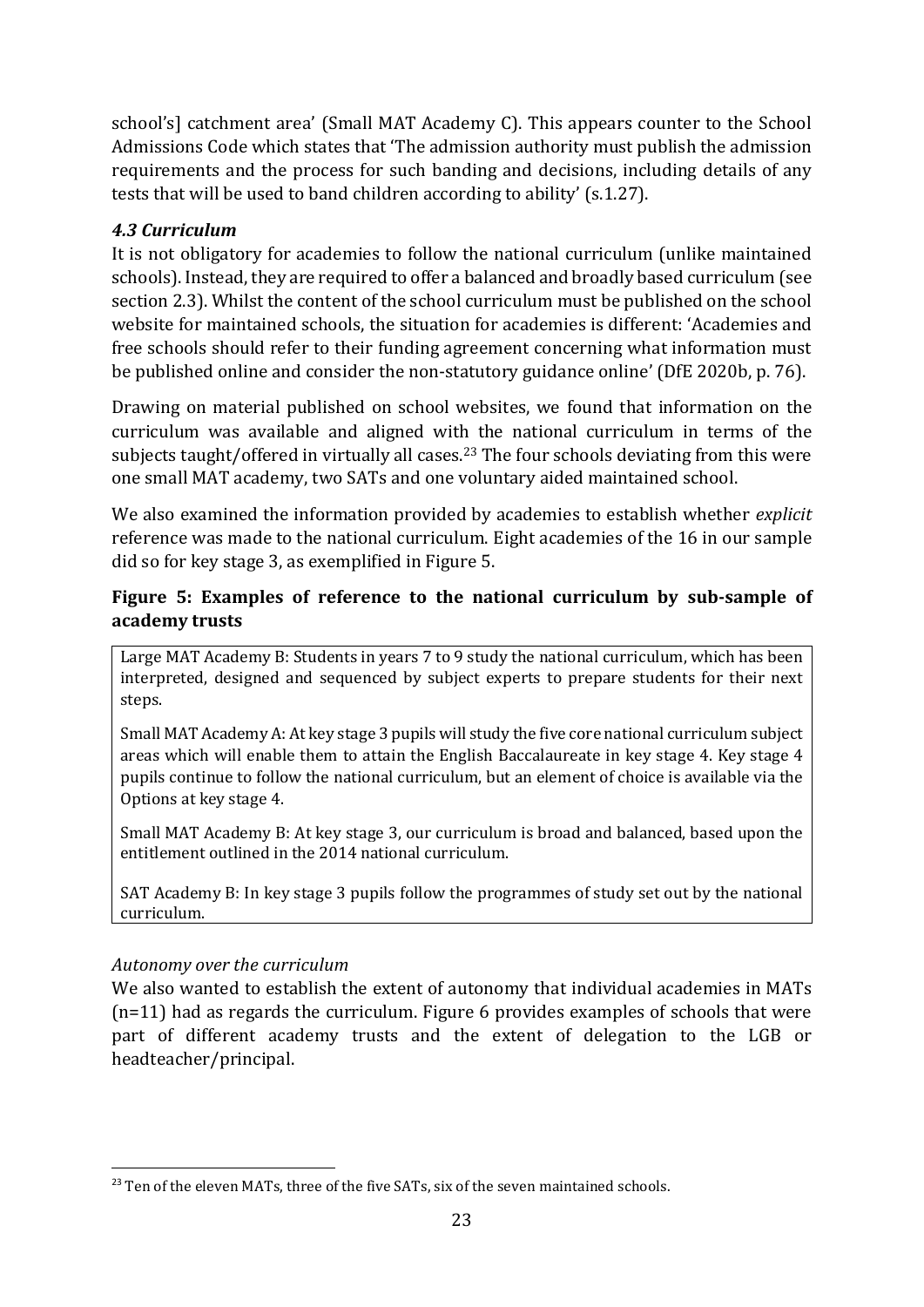school's] catchment area' (Small MAT Academy C). This appears counter to the School Admissions Code which states that 'The admission authority must publish the admission requirements and the process for such banding and decisions, including details of any tests that will be used to band children according to ability' (s.1.27).

### *4.3 Curriculum*

It is not obligatory for academies to follow the national curriculum (unlike maintained schools). Instead, they are required to offer a balanced and broadly based curriculum (see section 2.3). Whilst the content of the school curriculum must be published on the school website for maintained schools, the situation for academies is different: 'Academies and free schools should refer to their funding agreement concerning what information must be published online and consider the non-statutory guidance online' (DfE 2020b, p. 76).

Drawing on material published on school websites, we found that information on the curriculum was available and aligned with the national curriculum in terms of the subjects taught/offered in virtually all cases.[23] The four schools deviating from this were one small MAT academy, two SATs and one voluntary aided maintained school.

We also examined the information provided by academies to establish whether *explicit* reference was made to the national curriculum. Eight academies of the 16 in our sample did so for key stage 3, as exemplified in Figure 5.

**Figure 5: Examples of reference to the national curriculum by sub-sample of academy trusts**

Large MAT Academy B: Students in years 7 to 9 study the national curriculum, which has been interpreted, designed and sequenced by subject experts to prepare students for their next steps.

Small MAT Academy A: At key stage 3 pupils will study the five core national curriculum subject areas which will enable them to attain the English Baccalaureate in key stage 4. Key stage 4 pupils continue to follow the national curriculum, but an element of choice is available via the Options at key stage 4.

Small MAT Academy B: At key stage 3, our curriculum is broad and balanced, based upon the entitlement outlined in the 2014 national curriculum.

SAT Academy B: In key stage 3 pupils follow the programmes of study set out by the national curriculum.

*Autonomy over the curriculum*

We also wanted to establish the extent of autonomy that individual academies in MATs (n=11) had as regards the curriculum. Figure 6 provides examples of schools that were part of different academy trusts and the extent of delegation to the LGB or headteacher/principal.

[23] Ten of the eleven MATs, three of the five SATs, six of the seven maintained schools.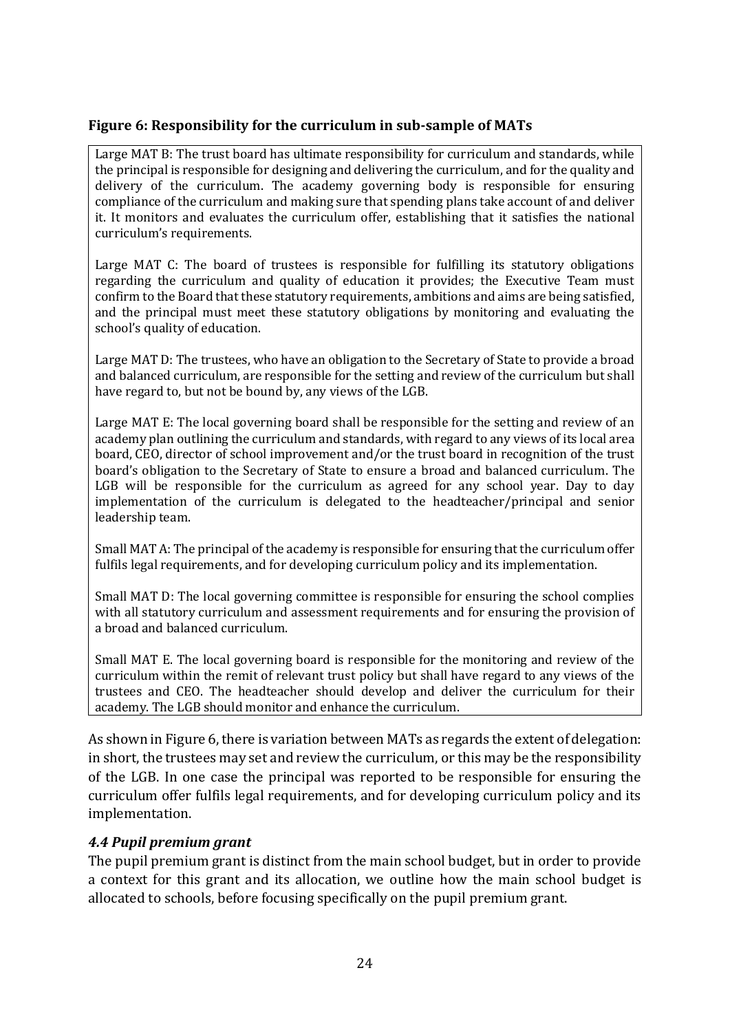**Figure 6: Responsibility for the curriculum in sub-sample of MATs**

Large MAT B: The trust board has ultimate responsibility for curriculum and standards, while the principal is responsible for designing and delivering the curriculum, and for the quality and delivery of the curriculum. The academy governing body is responsible for ensuring compliance of the curriculum and making sure that spending plans take account of and deliver it. It monitors and evaluates the curriculum offer, establishing that it satisfies the national curriculum's requirements.

Large MAT C: The board of trustees is responsible for fulfilling its statutory obligations regarding the curriculum and quality of education it provides; the Executive Team must confirm to the Board that these statutory requirements, ambitions and aims are being satisfied, and the principal must meet these statutory obligations by monitoring and evaluating the school's quality of education.

Large MAT D: The trustees, who have an obligation to the Secretary of State to provide a broad and balanced curriculum, are responsible for the setting and review of the curriculum but shall have regard to, but not be bound by, any views of the LGB.

Large MAT E: The local governing board shall be responsible for the setting and review of an academy plan outlining the curriculum and standards, with regard to any views of its local area board, CEO, director of school improvement and/or the trust board in recognition of the trust board's obligation to the Secretary of State to ensure a broad and balanced curriculum. The LGB will be responsible for the curriculum as agreed for any school year. Day to day implementation of the curriculum is delegated to the headteacher/principal and senior leadership team.

Small MAT A: The principal of the academy is responsible for ensuring that the curriculum offer fulfils legal requirements, and for developing curriculum policy and its implementation.

Small MAT D: The local governing committee is responsible for ensuring the school complies with all statutory curriculum and assessment requirements and for ensuring the provision of a broad and balanced curriculum.

Small MAT E. The local governing board is responsible for the monitoring and review of the curriculum within the remit of relevant trust policy but shall have regard to any views of the trustees and CEO. The headteacher should develop and deliver the curriculum for their academy. The LGB should monitor and enhance the curriculum.

As shown in Figure 6, there is variation between MATs as regards the extent of delegation: in short, the trustees may set and review the curriculum, or this may be the responsibility of the LGB. In one case the principal was reported to be responsible for ensuring the curriculum offer fulfils legal requirements, and for developing curriculum policy and its implementation.

### *4.4 Pupil premium grant*

The pupil premium grant is distinct from the main school budget, but in order to provide a context for this grant and its allocation, we outline how the main school budget is allocated to schools, before focusing specifically on the pupil premium grant.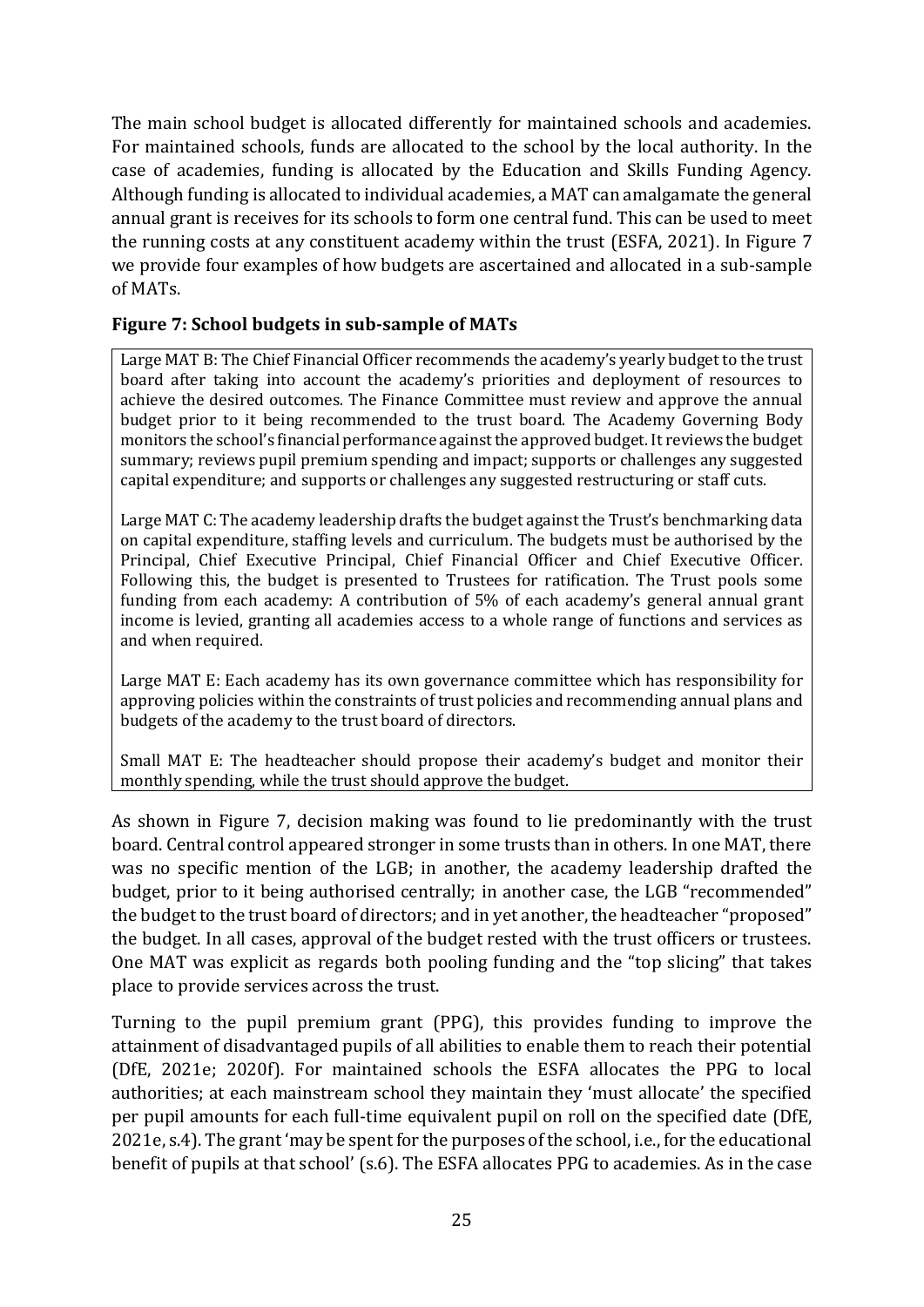The main school budget is allocated differently for maintained schools and academies. For maintained schools, funds are allocated to the school by the local authority. In the case of academies, funding is allocated by the Education and Skills Funding Agency. Although funding is allocated to individual academies, a MAT can amalgamate the general annual grant is receives for its schools to form one central fund. This can be used to meet the running costs at any constituent academy within the trust (ESFA, 2021). In Figure 7 we provide four examples of how budgets are ascertained and allocated in a sub-sample of MATs.

**Figure 7: School budgets in sub-sample of MATs**

Large MAT B: The Chief Financial Officer recommends the academy's yearly budget to the trust board after taking into account the academy's priorities and deployment of resources to achieve the desired outcomes. The Finance Committee must review and approve the annual budget prior to it being recommended to the trust board. The Academy Governing Body monitors the school's financial performance against the approved budget. It reviews the budget summary; reviews pupil premium spending and impact; supports or challenges any suggested capital expenditure; and supports or challenges any suggested restructuring or staff cuts.

Large MAT C: The academy leadership drafts the budget against the Trust's benchmarking data on capital expenditure, staffing levels and curriculum. The budgets must be authorised by the Principal, Chief Executive Principal, Chief Financial Officer and Chief Executive Officer. Following this, the budget is presented to Trustees for ratification. The Trust pools some funding from each academy: A contribution of 5% of each academy's general annual grant income is levied, granting all academies access to a whole range of functions and services as and when required.

Large MAT E: Each academy has its own governance committee which has responsibility for approving policies within the constraints of trust policies and recommending annual plans and budgets of the academy to the trust board of directors.

Small MAT E: The headteacher should propose their academy's budget and monitor their monthly spending, while the trust should approve the budget.

As shown in Figure 7, decision making was found to lie predominantly with the trust board. Central control appeared stronger in some trusts than in others. In one MAT, there was no specific mention of the LGB; in another, the academy leadership drafted the budget, prior to it being authorised centrally; in another case, the LGB "recommended" the budget to the trust board of directors; and in yet another, the headteacher "proposed" the budget. In all cases, approval of the budget rested with the trust officers or trustees. One MAT was explicit as regards both pooling funding and the "top slicing" that takes place to provide services across the trust.

Turning to the pupil premium grant (PPG), this provides funding to improve the attainment of disadvantaged pupils of all abilities to enable them to reach their potential (DfE, 2021e; 2020f). For maintained schools the ESFA allocates the PPG to local authorities; at each mainstream school they maintain they 'must allocate' the specified per pupil amounts for each full-time equivalent pupil on roll on the specified date (DfE, 2021e, s.4). The grant 'may be spent for the purposes of the school, i.e., for the educational benefit of pupils at that school' (s.6). The ESFA allocates PPG to academies. As in the case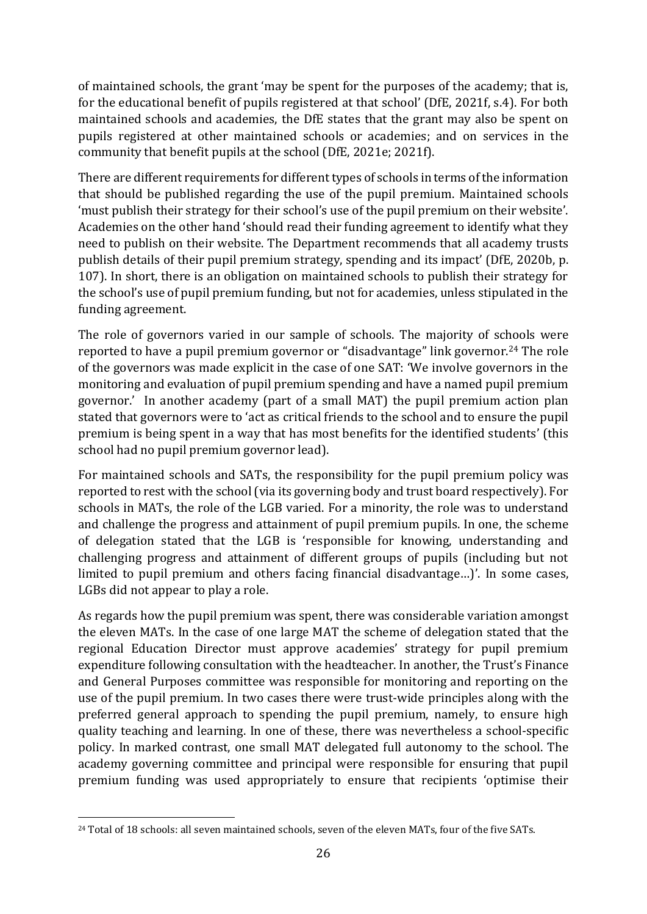of maintained schools, the grant 'may be spent for the purposes of the academy; that is, for the educational benefit of pupils registered at that school' (DfE, 2021f, s.4). For both maintained schools and academies, the DfE states that the grant may also be spent on pupils registered at other maintained schools or academies; and on services in the community that benefit pupils at the school (DfE, 2021e; 2021f).

There are different requirements for different types of schools in terms of the information that should be published regarding the use of the pupil premium. Maintained schools 'must publish their strategy for their school's use of the pupil premium on their website'. Academies on the other hand 'should read their funding agreement to identify what they need to publish on their website. The Department recommends that all academy trusts publish details of their pupil premium strategy, spending and its impact' (DfE, 2020b, p. 107). In short, there is an obligation on maintained schools to publish their strategy for the school's use of pupil premium funding, but not for academies, unless stipulated in the funding agreement.

The role of governors varied in our sample of schools. The majority of schools were reported to have a pupil premium governor or "disadvantage" link governor.[24] The role of the governors was made explicit in the case of one SAT: 'We involve governors in the monitoring and evaluation of pupil premium spending and have a named pupil premium governor.' In another academy (part of a small MAT) the pupil premium action plan stated that governors were to 'act as critical friends to the school and to ensure the pupil premium is being spent in a way that has most benefits for the identified students' (this school had no pupil premium governor lead).

For maintained schools and SATs, the responsibility for the pupil premium policy was reported to rest with the school (via its governing body and trust board respectively). For schools in MATs, the role of the LGB varied. For a minority, the role was to understand and challenge the progress and attainment of pupil premium pupils. In one, the scheme of delegation stated that the LGB is 'responsible for knowing, understanding and challenging progress and attainment of different groups of pupils (including but not limited to pupil premium and others facing financial disadvantage…)'. In some cases, LGBs did not appear to play a role.

As regards how the pupil premium was spent, there was considerable variation amongst the eleven MATs. In the case of one large MAT the scheme of delegation stated that the regional Education Director must approve academies' strategy for pupil premium expenditure following consultation with the headteacher. In another, the Trust's Finance and General Purposes committee was responsible for monitoring and reporting on the use of the pupil premium. In two cases there were trust-wide principles along with the preferred general approach to spending the pupil premium, namely, to ensure high quality teaching and learning. In one of these, there was nevertheless a school-specific policy. In marked contrast, one small MAT delegated full autonomy to the school. The academy governing committee and principal were responsible for ensuring that pupil premium funding was used appropriately to ensure that recipients 'optimise their

[24] Total of 18 schools: all seven maintained schools, seven of the eleven MATs, four of the five SATs.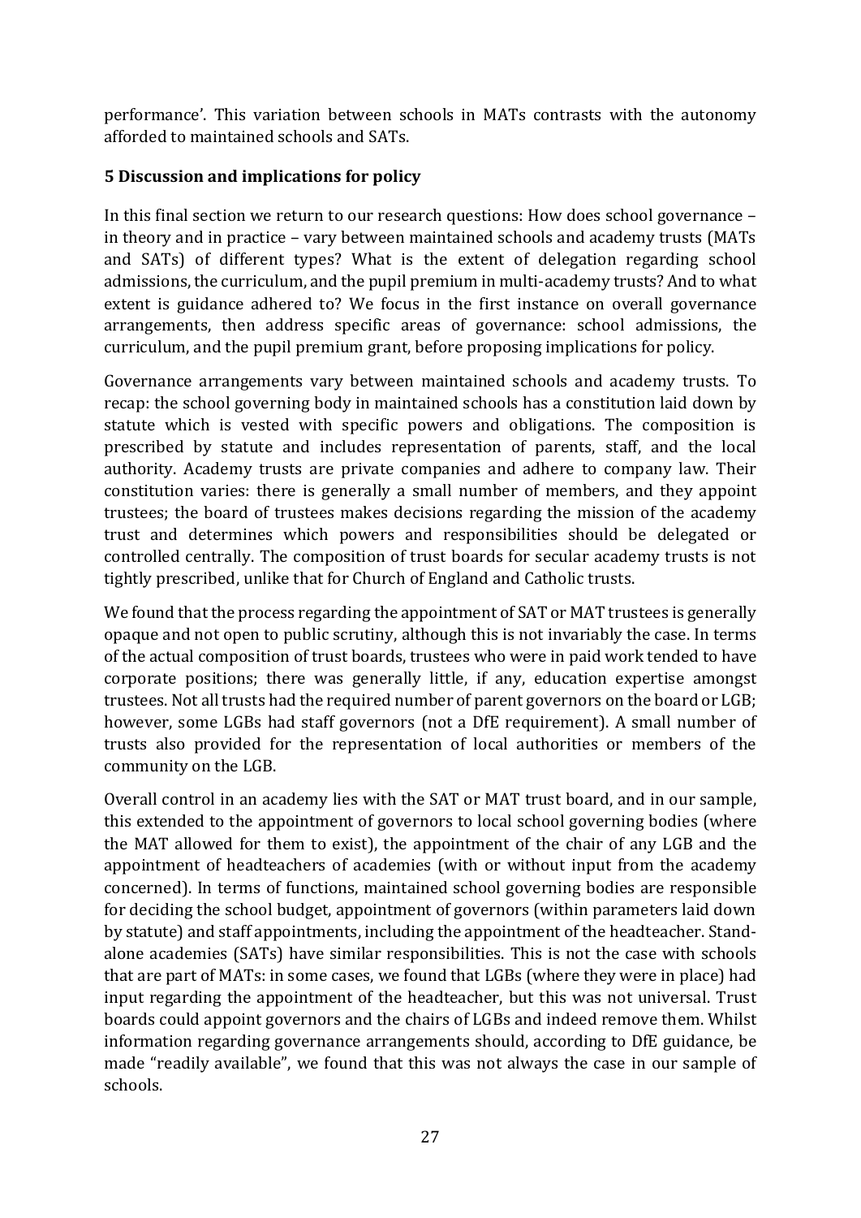performance'. This variation between schools in MATs contrasts with the autonomy afforded to maintained schools and SATs.

## 5 Discussion and implications for policy

In this final section we return to our research questions: How does school governance – in theory and in practice – vary between maintained schools and academy trusts (MATs and SATs) of different types? What is the extent of delegation regarding school admissions, the curriculum, and the pupil premium in multi-academy trusts? And to what extent is guidance adhered to? We focus in the first instance on overall governance arrangements, then address specific areas of governance: school admissions, the curriculum, and the pupil premium grant, before proposing implications for policy.

Governance arrangements vary between maintained schools and academy trusts. To recap: the school governing body in maintained schools has a constitution laid down by statute which is vested with specific powers and obligations. The composition is prescribed by statute and includes representation of parents, staff, and the local authority. Academy trusts are private companies and adhere to company law. Their constitution varies: there is generally a small number of members, and they appoint trustees; the board of trustees makes decisions regarding the mission of the academy trust and determines which powers and responsibilities should be delegated or controlled centrally. The composition of trust boards for secular academy trusts is not tightly prescribed, unlike that for Church of England and Catholic trusts.

We found that the process regarding the appointment of SAT or MAT trustees is generally opaque and not open to public scrutiny, although this is not invariably the case. In terms of the actual composition of trust boards, trustees who were in paid work tended to have corporate positions; there was generally little, if any, education expertise amongst trustees. Not all trusts had the required number of parent governors on the board or LGB; however, some LGBs had staff governors (not a DfE requirement). A small number of trusts also provided for the representation of local authorities or members of the community on the LGB.

Overall control in an academy lies with the SAT or MAT trust board, and in our sample, this extended to the appointment of governors to local school governing bodies (where the MAT allowed for them to exist), the appointment of the chair of any LGB and the appointment of headteachers of academies (with or without input from the academy concerned). In terms of functions, maintained school governing bodies are responsible for deciding the school budget, appointment of governors (within parameters laid down by statute) and staff appointments, including the appointment of the headteacher. Stand-alone academies (SATs) have similar responsibilities. This is not the case with schools that are part of MATs: in some cases, we found that LGBs (where they were in place) had input regarding the appointment of the headteacher, but this was not universal. Trust boards could appoint governors and the chairs of LGBs and indeed remove them. Whilst information regarding governance arrangements should, according to DfE guidance, be made "readily available", we found that this was not always the case in our sample of schools.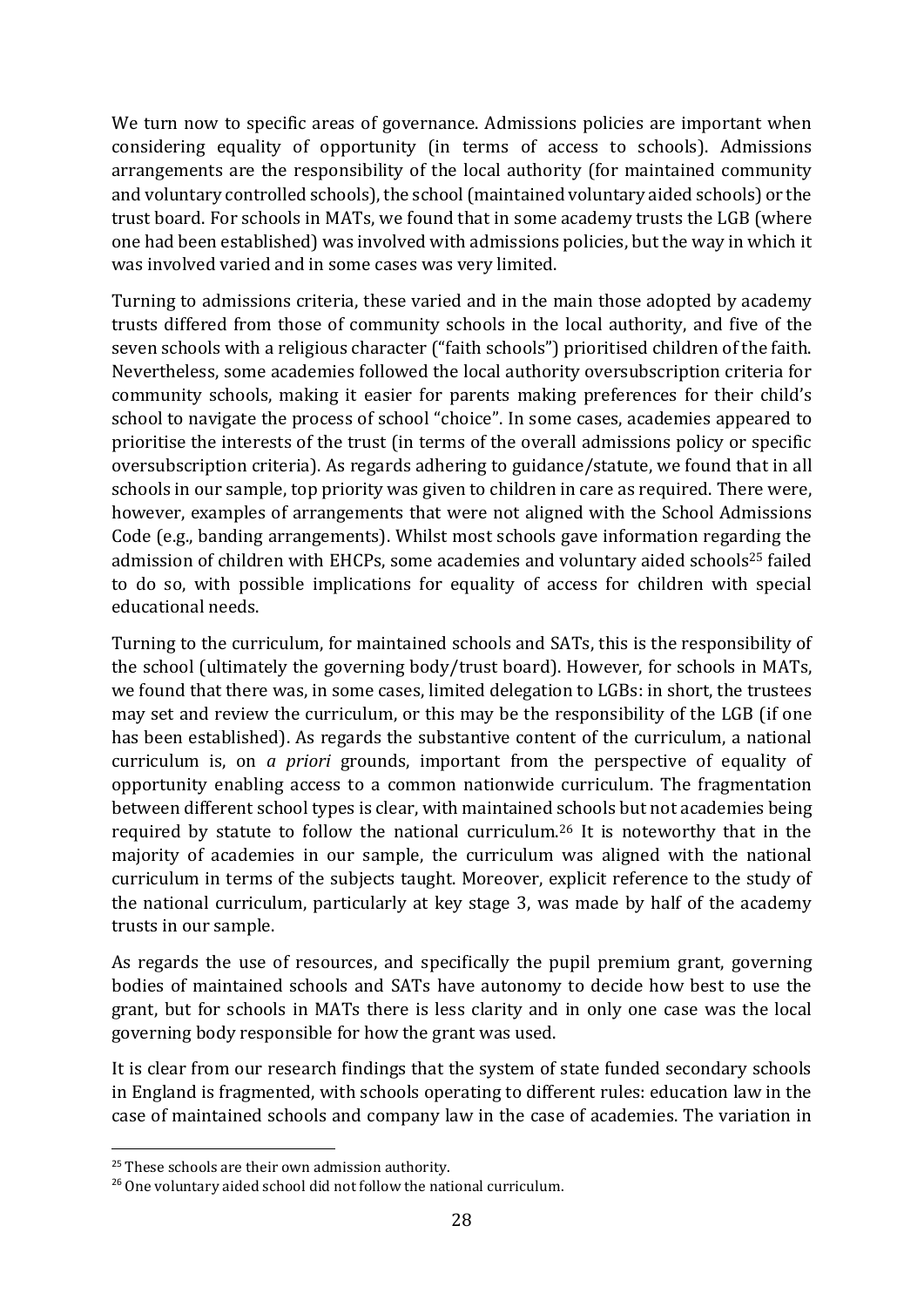We turn now to specific areas of governance. Admissions policies are important when considering equality of opportunity (in terms of access to schools). Admissions arrangements are the responsibility of the local authority (for maintained community and voluntary controlled schools), the school (maintained voluntary aided schools) or the trust board. For schools in MATs, we found that in some academy trusts the LGB (where one had been established) was involved with admissions policies, but the way in which it was involved varied and in some cases was very limited.

Turning to admissions criteria, these varied and in the main those adopted by academy trusts differed from those of community schools in the local authority, and five of the seven schools with a religious character ("faith schools") prioritised children of the faith. Nevertheless, some academies followed the local authority oversubscription criteria for community schools, making it easier for parents making preferences for their child's school to navigate the process of school "choice". In some cases, academies appeared to prioritise the interests of the trust (in terms of the overall admissions policy or specific oversubscription criteria). As regards adhering to guidance/statute, we found that in all schools in our sample, top priority was given to children in care as required. There were, however, examples of arrangements that were not aligned with the School Admissions Code (e.g., banding arrangements). Whilst most schools gave information regarding the admission of children with EHCPs, some academies and voluntary aided schools[25] failed to do so, with possible implications for equality of access for children with special educational needs.

Turning to the curriculum, for maintained schools and SATs, this is the responsibility of the school (ultimately the governing body/trust board). However, for schools in MATs, we found that there was, in some cases, limited delegation to LGBs: in short, the trustees may set and review the curriculum, or this may be the responsibility of the LGB (if one has been established). As regards the substantive content of the curriculum, a national curriculum is, on *a priori* grounds, important from the perspective of equality of opportunity enabling access to a common nationwide curriculum. The fragmentation between different school types is clear, with maintained schools but not academies being required by statute to follow the national curriculum.[26] It is noteworthy that in the majority of academies in our sample, the curriculum was aligned with the national curriculum in terms of the subjects taught. Moreover, explicit reference to the study of the national curriculum, particularly at key stage 3, was made by half of the academy trusts in our sample.

As regards the use of resources, and specifically the pupil premium grant, governing bodies of maintained schools and SATs have autonomy to decide how best to use the grant, but for schools in MATs there is less clarity and in only one case was the local governing body responsible for how the grant was used.

It is clear from our research findings that the system of state funded secondary schools in England is fragmented, with schools operating to different rules: education law in the case of maintained schools and company law in the case of academies. The variation in

---

[25] These schools are their own admission authority.

[26] One voluntary aided school did not follow the national curriculum.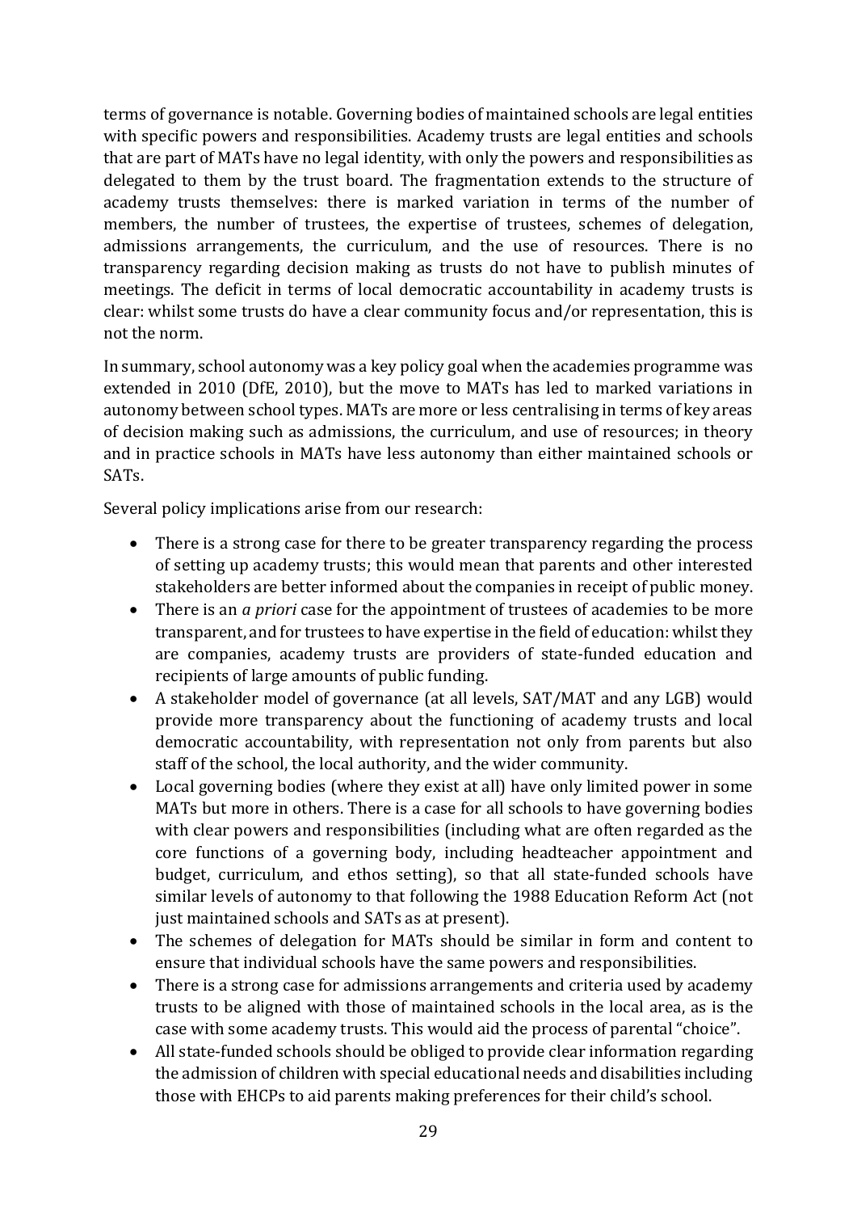terms of governance is notable. Governing bodies of maintained schools are legal entities with specific powers and responsibilities. Academy trusts are legal entities and schools that are part of MATs have no legal identity, with only the powers and responsibilities as delegated to them by the trust board. The fragmentation extends to the structure of academy trusts themselves: there is marked variation in terms of the number of members, the number of trustees, the expertise of trustees, schemes of delegation, admissions arrangements, the curriculum, and the use of resources. There is no transparency regarding decision making as trusts do not have to publish minutes of meetings. The deficit in terms of local democratic accountability in academy trusts is clear: whilst some trusts do have a clear community focus and/or representation, this is not the norm.

In summary, school autonomy was a key policy goal when the academies programme was extended in 2010 (DfE, 2010), but the move to MATs has led to marked variations in autonomy between school types. MATs are more or less centralising in terms of key areas of decision making such as admissions, the curriculum, and use of resources; in theory and in practice schools in MATs have less autonomy than either maintained schools or SATs.

Several policy implications arise from our research:

- There is a strong case for there to be greater transparency regarding the process of setting up academy trusts; this would mean that parents and other interested stakeholders are better informed about the companies in receipt of public money.
- There is an *a priori* case for the appointment of trustees of academies to be more transparent, and for trustees to have expertise in the field of education: whilst they are companies, academy trusts are providers of state-funded education and recipients of large amounts of public funding.
- A stakeholder model of governance (at all levels, SAT/MAT and any LGB) would provide more transparency about the functioning of academy trusts and local democratic accountability, with representation not only from parents but also staff of the school, the local authority, and the wider community.
- Local governing bodies (where they exist at all) have only limited power in some MATs but more in others. There is a case for all schools to have governing bodies with clear powers and responsibilities (including what are often regarded as the core functions of a governing body, including headteacher appointment and budget, curriculum, and ethos setting), so that all state-funded schools have similar levels of autonomy to that following the 1988 Education Reform Act (not just maintained schools and SATs as at present).
- The schemes of delegation for MATs should be similar in form and content to ensure that individual schools have the same powers and responsibilities.
- There is a strong case for admissions arrangements and criteria used by academy trusts to be aligned with those of maintained schools in the local area, as is the case with some academy trusts. This would aid the process of parental "choice".
- All state-funded schools should be obliged to provide clear information regarding the admission of children with special educational needs and disabilities including those with EHCPs to aid parents making preferences for their child's school.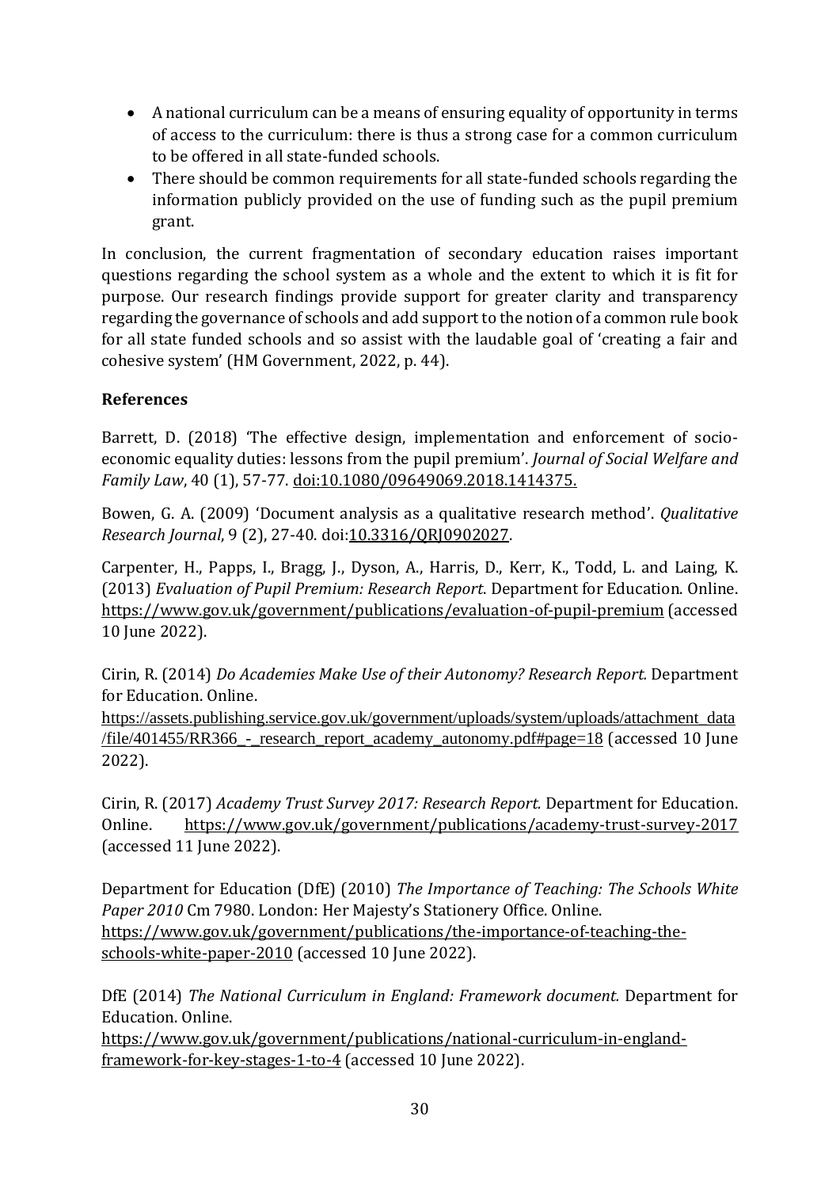- A national curriculum can be a means of ensuring equality of opportunity in terms of access to the curriculum: there is thus a strong case for a common curriculum to be offered in all state-funded schools.
- There should be common requirements for all state-funded schools regarding the information publicly provided on the use of funding such as the pupil premium grant.

In conclusion, the current fragmentation of secondary education raises important questions regarding the school system as a whole and the extent to which it is fit for purpose. Our research findings provide support for greater clarity and transparency regarding the governance of schools and add support to the notion of a common rule book for all state funded schools and so assist with the laudable goal of 'creating a fair and cohesive system' (HM Government, 2022, p. 44).

## References

Barrett, D. (2018) 'The effective design, implementation and enforcement of socio-economic equality duties: lessons from the pupil premium'. *Journal of Social Welfare and Family Law*, 40 (1), 57-77. doi:10.1080/09649069.2018.1414375.

Bowen, G. A. (2009) 'Document analysis as a qualitative research method'. *Qualitative Research Journal*, 9 (2), 27-40. doi:10.3316/QRJ0902027.

Carpenter, H., Papps, I., Bragg, J., Dyson, A., Harris, D., Kerr, K., Todd, L. and Laing, K. (2013) *Evaluation of Pupil Premium: Research Report*. Department for Education. Online. https://www.gov.uk/government/publications/evaluation-of-pupil-premium (accessed 10 June 2022).

Cirin, R. (2014) *Do Academies Make Use of their Autonomy? Research Report.* Department for Education. Online. https://assets.publishing.service.gov.uk/government/uploads/system/uploads/attachment_data/file/401455/RR366_-_research_report_academy_autonomy.pdf#page=18 (accessed 10 June 2022).

Cirin, R. (2017) *Academy Trust Survey 2017: Research Report.* Department for Education. Online. https://www.gov.uk/government/publications/academy-trust-survey-2017 (accessed 11 June 2022).

Department for Education (DfE) (2010) *The Importance of Teaching: The Schools White Paper 2010* Cm 7980. London: Her Majesty's Stationery Office. Online. https://www.gov.uk/government/publications/the-importance-of-teaching-the-schools-white-paper-2010 (accessed 10 June 2022).

DfE (2014) *The National Curriculum in England: Framework document.* Department for Education. Online. https://www.gov.uk/government/publications/national-curriculum-in-england-framework-for-key-stages-1-to-4 (accessed 10 June 2022).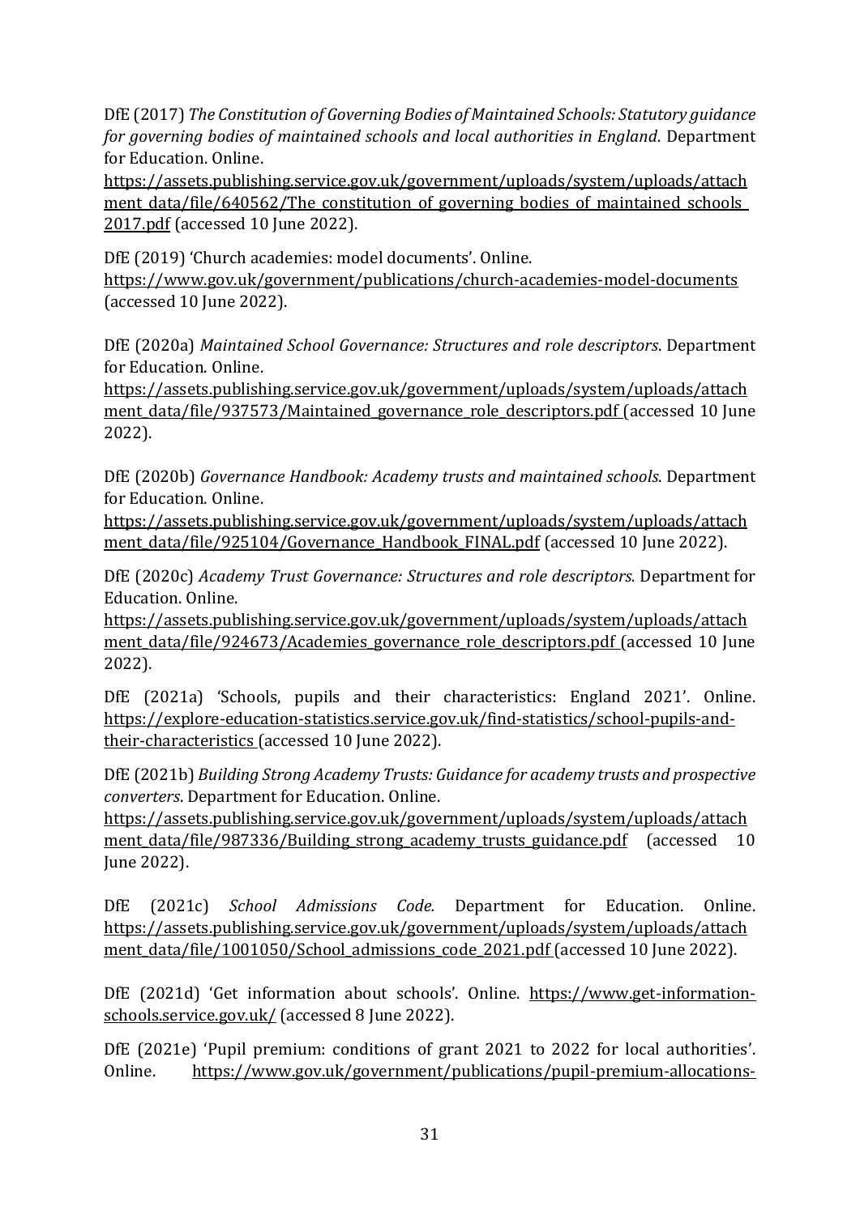DfE (2017) *The Constitution of Governing Bodies of Maintained Schools: Statutory guidance for governing bodies of maintained schools and local authorities in England.* Department for Education. Online. https://assets.publishing.service.gov.uk/government/uploads/system/uploads/attachment_data/file/640562/The_constitution_of_governing_bodies_of_maintained_schools_2017.pdf (accessed 10 June 2022).

DfE (2019) 'Church academies: model documents'. Online. https://www.gov.uk/government/publications/church-academies-model-documents (accessed 10 June 2022).

DfE (2020a) *Maintained School Governance: Structures and role descriptors*. Department for Education. Online. https://assets.publishing.service.gov.uk/government/uploads/system/uploads/attachment_data/file/937573/Maintained_governance_role_descriptors.pdf (accessed 10 June 2022).

DfE (2020b) *Governance Handbook: Academy trusts and maintained schools*. Department for Education. Online. https://assets.publishing.service.gov.uk/government/uploads/system/uploads/attachment_data/file/925104/Governance_Handbook_FINAL.pdf (accessed 10 June 2022).

DfE (2020c) *Academy Trust Governance: Structures and role descriptors.* Department for Education. Online. https://assets.publishing.service.gov.uk/government/uploads/system/uploads/attachment_data/file/924673/Academies_governance_role_descriptors.pdf (accessed 10 June 2022).

DfE (2021a) 'Schools, pupils and their characteristics: England 2021'. Online. https://explore-education-statistics.service.gov.uk/find-statistics/school-pupils-and-their-characteristics (accessed 10 June 2022).

DfE (2021b) *Building Strong Academy Trusts: Guidance for academy trusts and prospective converters*. Department for Education. Online. https://assets.publishing.service.gov.uk/government/uploads/system/uploads/attachment_data/file/987336/Building_strong_academy_trusts_guidance.pdf (accessed 10 June 2022).

DfE (2021c) *School Admissions Code.* Department for Education. Online. https://assets.publishing.service.gov.uk/government/uploads/system/uploads/attachment_data/file/1001050/School_admissions_code_2021.pdf (accessed 10 June 2022).

DfE (2021d) 'Get information about schools'. Online. https://www.get-information-schools.service.gov.uk/ (accessed 8 June 2022).

DfE (2021e) 'Pupil premium: conditions of grant 2021 to 2022 for local authorities'. Online. https://www.gov.uk/government/publications/pupil-premium-allocations-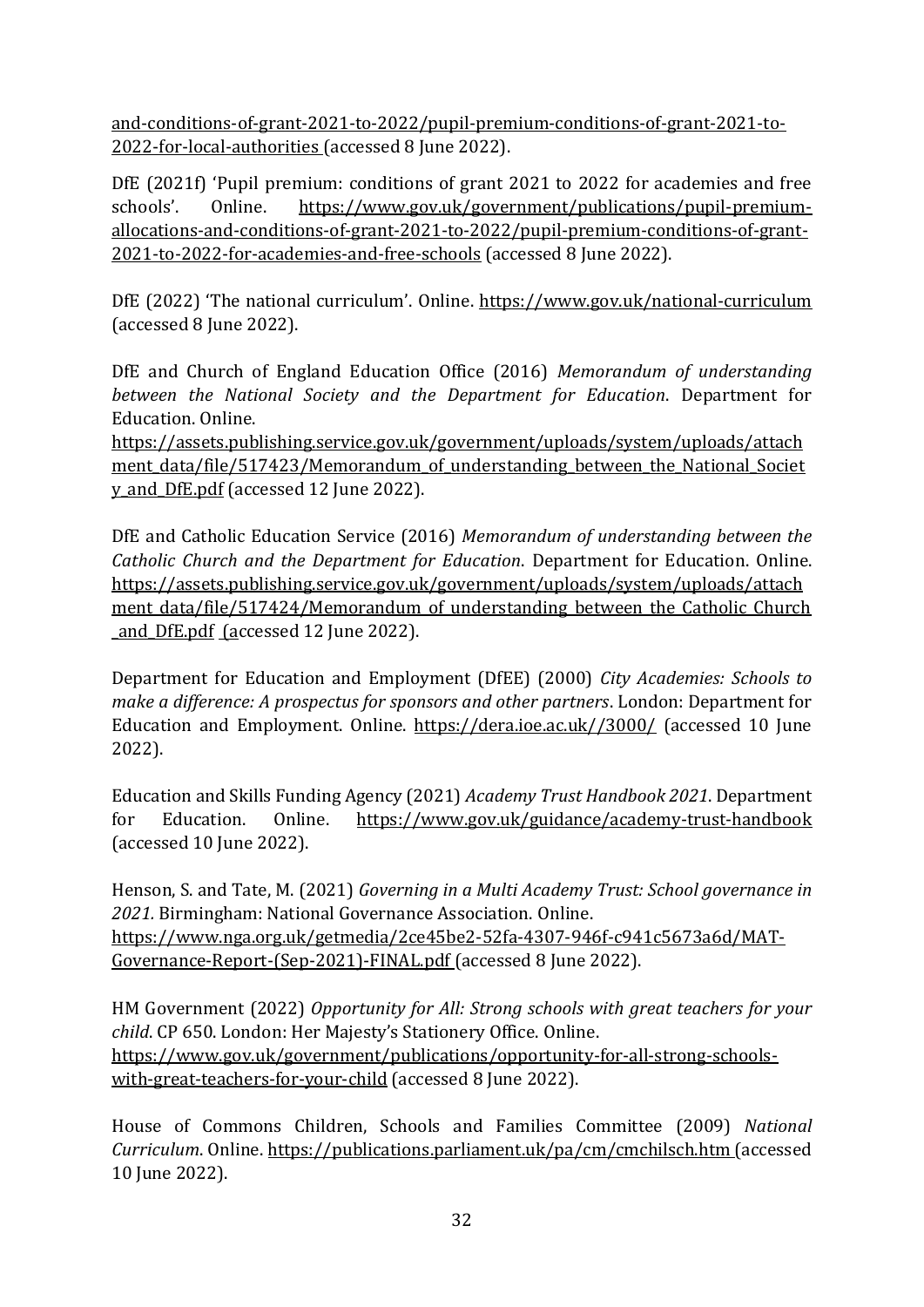and-conditions-of-grant-2021-to-2022/pupil-premium-conditions-of-grant-2021-to-2022-for-local-authorities (accessed 8 June 2022).

DfE (2021f) 'Pupil premium: conditions of grant 2021 to 2022 for academies and free schools'. Online. https://www.gov.uk/government/publications/pupil-premium-allocations-and-conditions-of-grant-2021-to-2022/pupil-premium-conditions-of-grant-2021-to-2022-for-academies-and-free-schools (accessed 8 June 2022).

DfE (2022) 'The national curriculum'. Online. https://www.gov.uk/national-curriculum (accessed 8 June 2022).

DfE and Church of England Education Office (2016) *Memorandum of understanding between the National Society and the Department for Education*. Department for Education. Online.
https://assets.publishing.service.gov.uk/government/uploads/system/uploads/attachment_data/file/517423/Memorandum_of_understanding_between_the_National_Society_and_DfE.pdf (accessed 12 June 2022).

DfE and Catholic Education Service (2016) *Memorandum of understanding between the Catholic Church and the Department for Education*. Department for Education. Online.
https://assets.publishing.service.gov.uk/government/uploads/system/uploads/attachment_data/file/517424/Memorandum_of_understanding_between_the_Catholic_Church_and_DfE.pdf (accessed 12 June 2022).

Department for Education and Employment (DfEE) (2000) *City Academies: Schools to make a difference: A prospectus for sponsors and other partners*. London: Department for Education and Employment. Online. https://dera.ioe.ac.uk//3000/ (accessed 10 June 2022).

Education and Skills Funding Agency (2021) *Academy Trust Handbook 2021*. Department for Education. Online. https://www.gov.uk/guidance/academy-trust-handbook (accessed 10 June 2022).

Henson, S. and Tate, M. (2021) *Governing in a Multi Academy Trust: School governance in 2021.* Birmingham: National Governance Association. Online.
https://www.nga.org.uk/getmedia/2ce45be2-52fa-4307-946f-c941c5673a6d/MAT-Governance-Report-(Sep-2021)-FINAL.pdf (accessed 8 June 2022).

HM Government (2022) *Opportunity for All: Strong schools with great teachers for your child*. CP 650. London: Her Majesty's Stationery Office. Online.
https://www.gov.uk/government/publications/opportunity-for-all-strong-schools-with-great-teachers-for-your-child (accessed 8 June 2022).

House of Commons Children, Schools and Families Committee (2009) *National Curriculum*. Online. https://publications.parliament.uk/pa/cm/cmchilsch.htm (accessed 10 June 2022).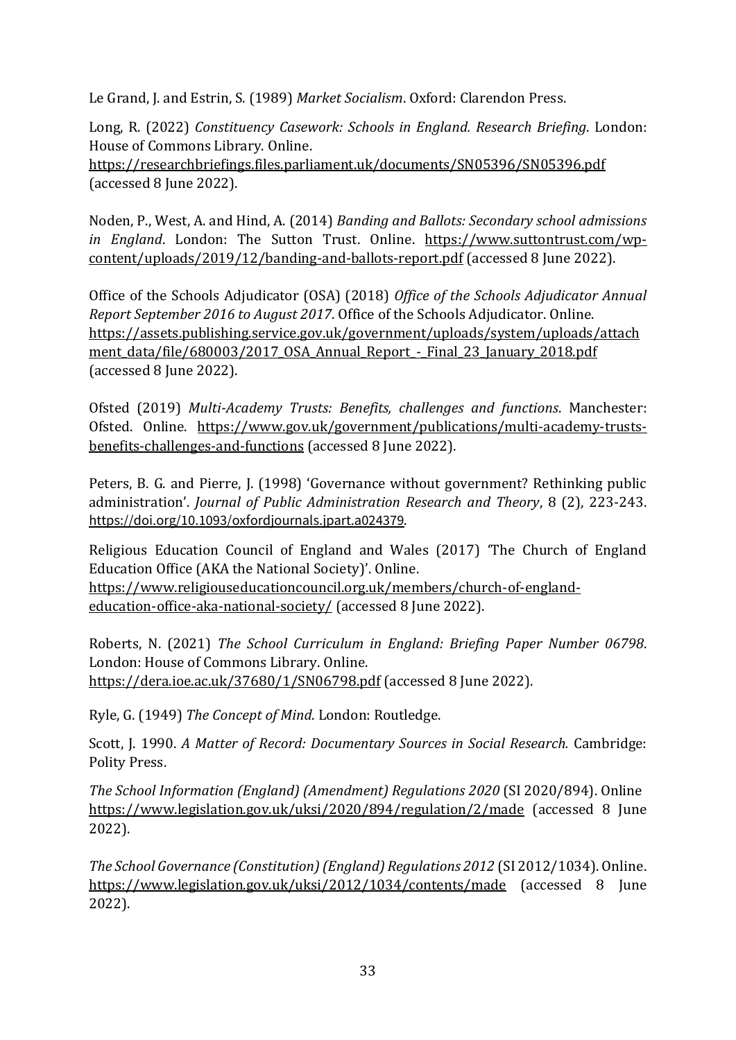Le Grand, J. and Estrin, S. (1989) *Market Socialism*. Oxford: Clarendon Press.

Long, R. (2022) *Constituency Casework: Schools in England. Research Briefing*. London: House of Commons Library. Online. https://researchbriefings.files.parliament.uk/documents/SN05396/SN05396.pdf (accessed 8 June 2022).

Noden, P., West, A. and Hind, A. (2014) *Banding and Ballots: Secondary school admissions in England*. London: The Sutton Trust. Online. https://www.suttontrust.com/wp-content/uploads/2019/12/banding-and-ballots-report.pdf (accessed 8 June 2022).

Office of the Schools Adjudicator (OSA) (2018) *Office of the Schools Adjudicator Annual Report September 2016 to August 2017*. Office of the Schools Adjudicator. Online. https://assets.publishing.service.gov.uk/government/uploads/system/uploads/attachment_data/file/680003/2017_OSA_Annual_Report_-_Final_23_January_2018.pdf (accessed 8 June 2022).

Ofsted (2019) *Multi-Academy Trusts: Benefits, challenges and functions*. Manchester: Ofsted. Online. https://www.gov.uk/government/publications/multi-academy-trusts-benefits-challenges-and-functions (accessed 8 June 2022).

Peters, B. G. and Pierre, J. (1998) 'Governance without government? Rethinking public administration'. *Journal of Public Administration Research and Theory*, 8 (2), 223-243. https://doi.org/10.1093/oxfordjournals.jpart.a024379.

Religious Education Council of England and Wales (2017) 'The Church of England Education Office (AKA the National Society)'. Online. https://www.religiouseducationcouncil.org.uk/members/church-of-england-education-office-aka-national-society/ (accessed 8 June 2022).

Roberts, N. (2021) *The School Curriculum in England: Briefing Paper Number 06798*. London: House of Commons Library. Online. https://dera.ioe.ac.uk/37680/1/SN06798.pdf (accessed 8 June 2022).

Ryle, G. (1949) *The Concept of Mind*. London: Routledge.

Scott, J. 1990. *A Matter of Record: Documentary Sources in Social Research.* Cambridge: Polity Press.

*The School Information (England) (Amendment) Regulations 2020* (SI 2020/894). Online https://www.legislation.gov.uk/uksi/2020/894/regulation/2/made (accessed 8 June 2022).

*The School Governance (Constitution) (England) Regulations 2012* (SI 2012/1034). Online. https://www.legislation.gov.uk/uksi/2012/1034/contents/made (accessed 8 June 2022).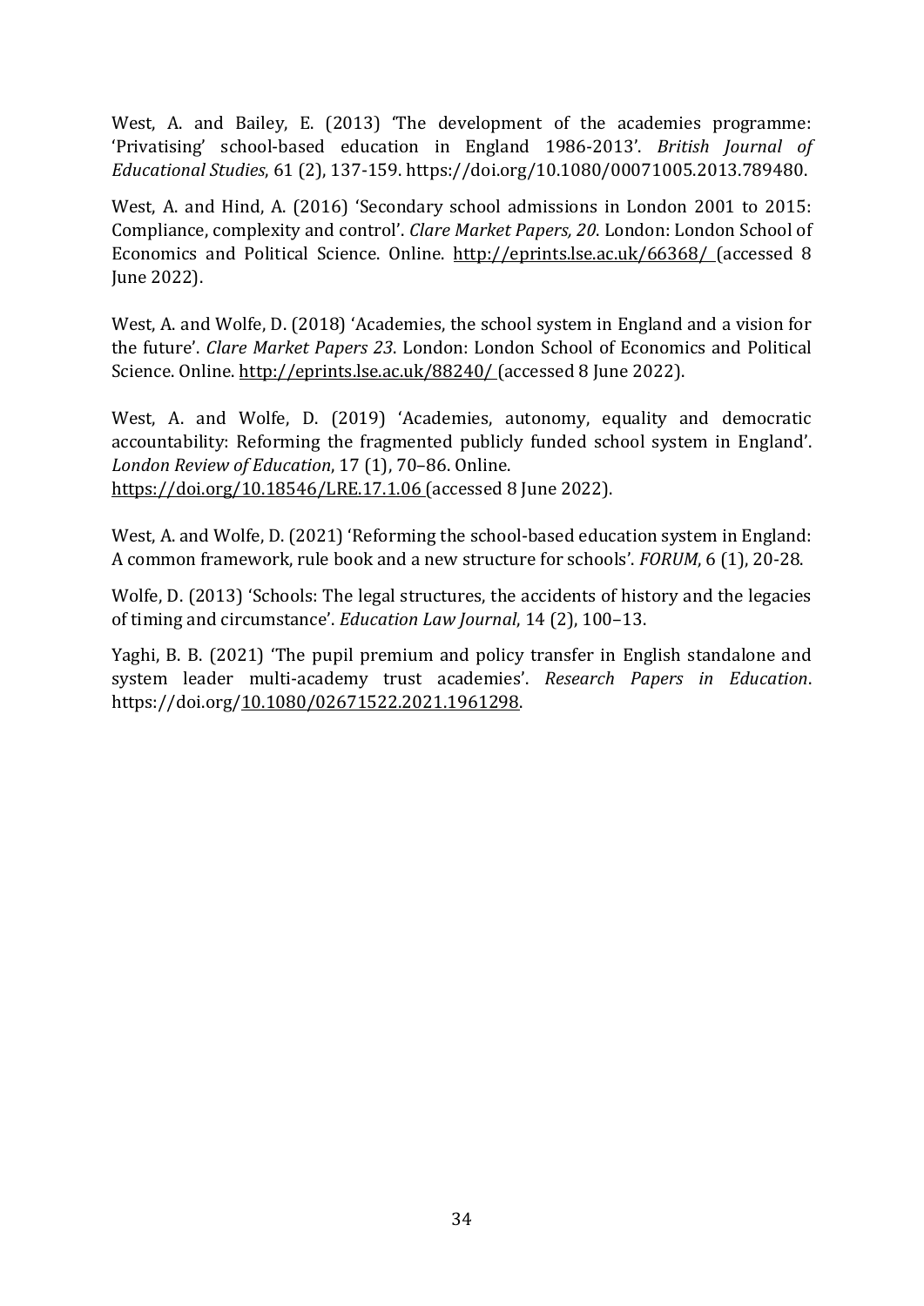West, A. and Bailey, E. (2013) 'The development of the academies programme: 'Privatising' school-based education in England 1986-2013'. *British Journal of Educational Studies*, 61 (2), 137-159. https://doi.org/10.1080/00071005.2013.789480.

West, A. and Hind, A. (2016) 'Secondary school admissions in London 2001 to 2015: Compliance, complexity and control'. *Clare Market Papers, 20*. London: London School of Economics and Political Science. Online. http://eprints.lse.ac.uk/66368/ (accessed 8 June 2022).

West, A. and Wolfe, D. (2018) 'Academies, the school system in England and a vision for the future'. *Clare Market Papers 23*. London: London School of Economics and Political Science. Online. http://eprints.lse.ac.uk/88240/ (accessed 8 June 2022).

West, A. and Wolfe, D. (2019) 'Academies, autonomy, equality and democratic accountability: Reforming the fragmented publicly funded school system in England'. *London Review of Education*, 17 (1), 70–86. Online. https://doi.org/10.18546/LRE.17.1.06 (accessed 8 June 2022).

West, A. and Wolfe, D. (2021) 'Reforming the school-based education system in England: A common framework, rule book and a new structure for schools'. *FORUM*, 6 (1), 20-28.

Wolfe, D. (2013) 'Schools: The legal structures, the accidents of history and the legacies of timing and circumstance'. *Education Law Journal*, 14 (2), 100–13.

Yaghi, B. B. (2021) 'The pupil premium and policy transfer in English standalone and system leader multi-academy trust academies'. *Research Papers in Education*. https://doi.org/10.1080/02671522.2021.1961298.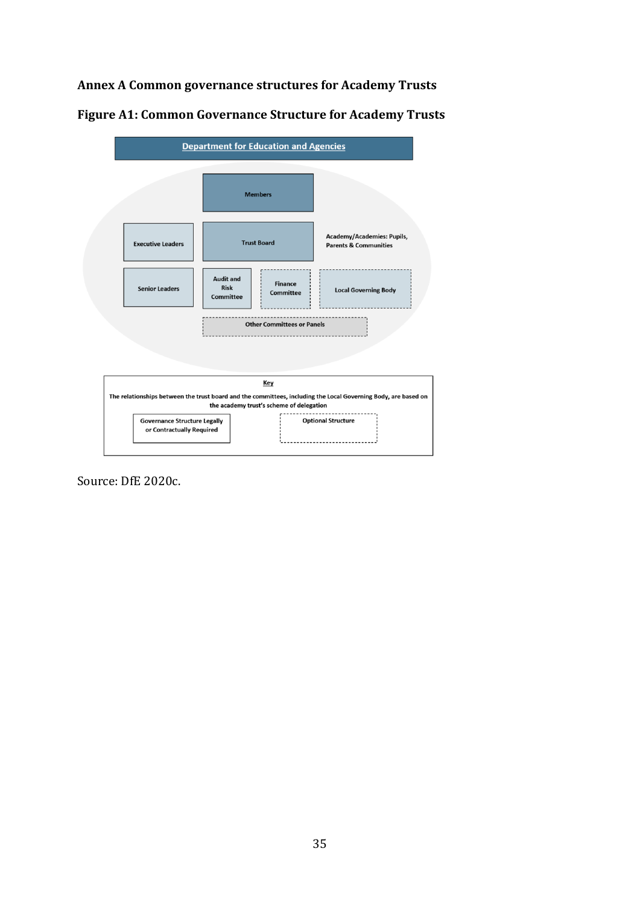# Annex A Common governance structures for Academy Trusts

## Figure A1: Common Governance Structure for Academy Trusts

Department for Education and Agencies

Members

Executive Leaders

Trust Board

Academy/Academies: Pupils, Parents & Communities

Senior Leaders

Audit and Risk Committee

Finance Committee

Local Governing Body

Other Committees or Panels

Key

The relationships between the trust board and the committees, including the Local Governing Body, are based on the academy trust's scheme of delegation

Governance Structure Legally or Contractually Required

Optional Structure

Source: DfE 2020c.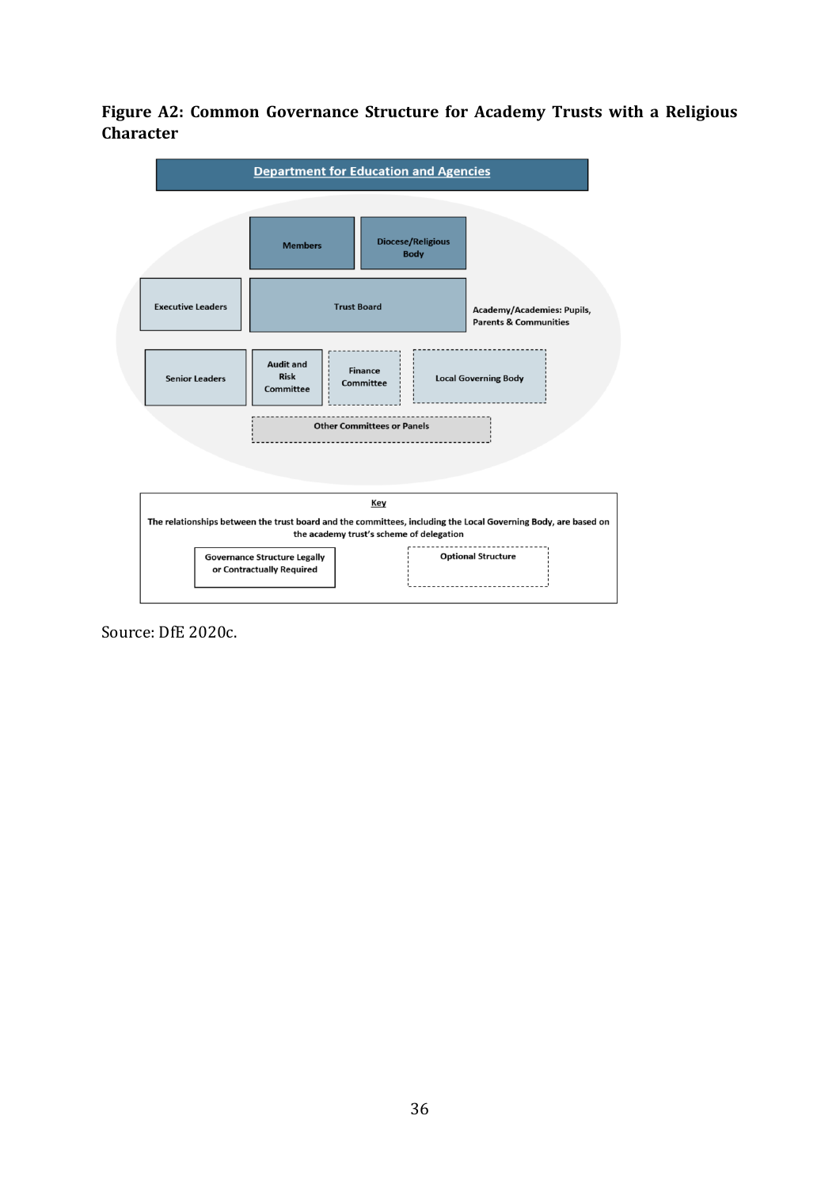**Figure A2: Common Governance Structure for Academy Trusts with a Religious Character**

Department for Education and Agencies

Members

Diocese/Religious Body

Executive Leaders

Trust Board

Academy/Academies: Pupils, Parents & Communities

Senior Leaders

Audit and Risk Committee

Finance Committee

Local Governing Body

Other Committees or Panels

Key

The relationships between the trust board and the committees, including the Local Governing Body, are based on the academy trust's scheme of delegation

Governance Structure Legally or Contractually Required

Optional Structure

Source: DfE 2020c.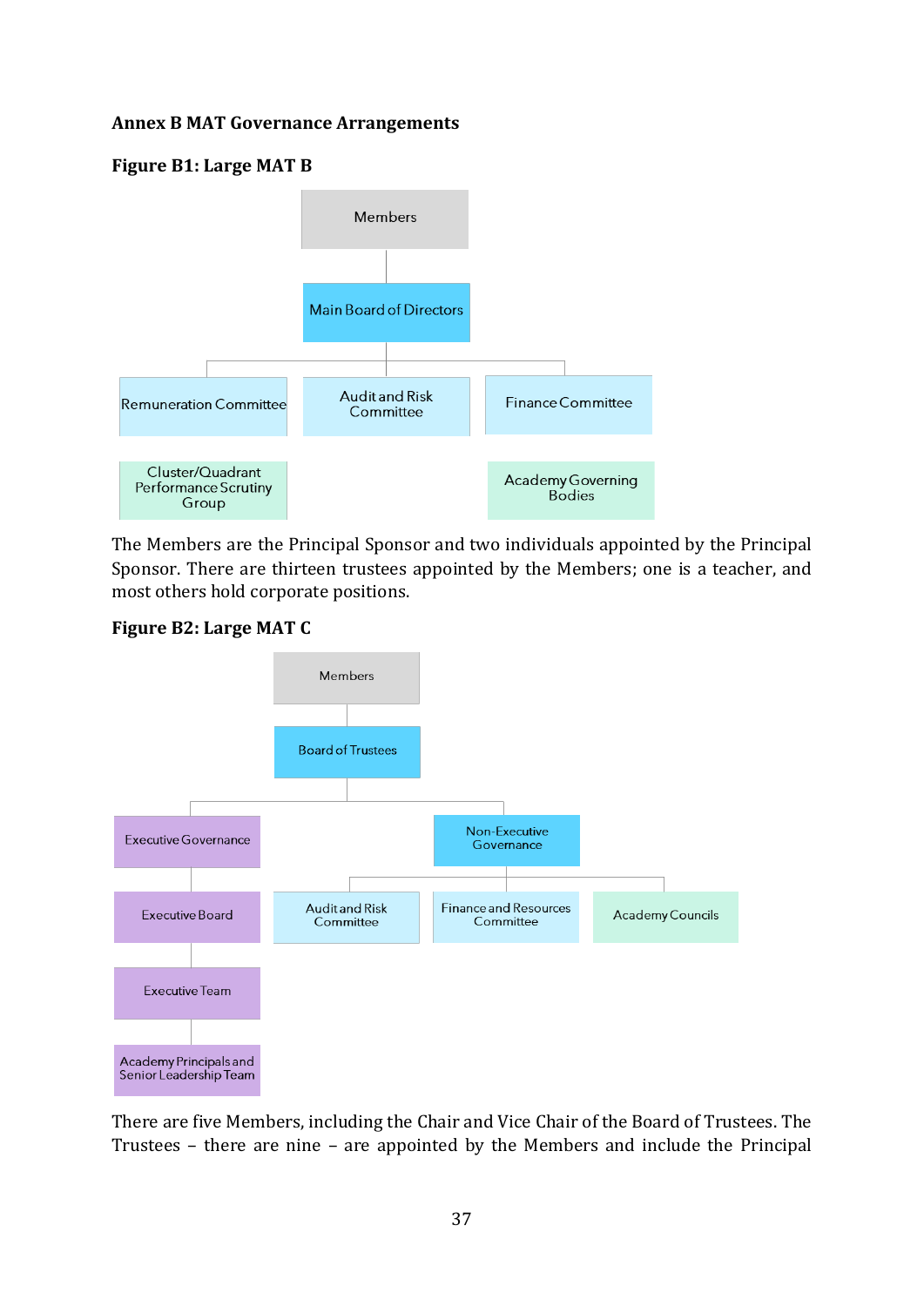# Annex B MAT Governance Arrangements

### Figure B1: Large MAT B

- Members
  - Main Board of Directors
    - Remuneration Committee
    - Audit and Risk Committee
    - Finance Committee
- Cluster/Quadrant Performance Scrutiny Group
- Academy Governing Bodies

The Members are the Principal Sponsor and two individuals appointed by the Principal Sponsor. There are thirteen trustees appointed by the Members; one is a teacher, and most others hold corporate positions.

### Figure B2: Large MAT C

- Members
  - Board of Trustees
    - Executive Governance
      - Executive Board
        - Executive Team
          - Academy Principals and Senior Leadership Team
    - Non-Executive Governance
      - Audit and Risk Committee
      - Finance and Resources Committee
      - Academy Councils

There are five Members, including the Chair and Vice Chair of the Board of Trustees. The Trustees – there are nine – are appointed by the Members and include the Principal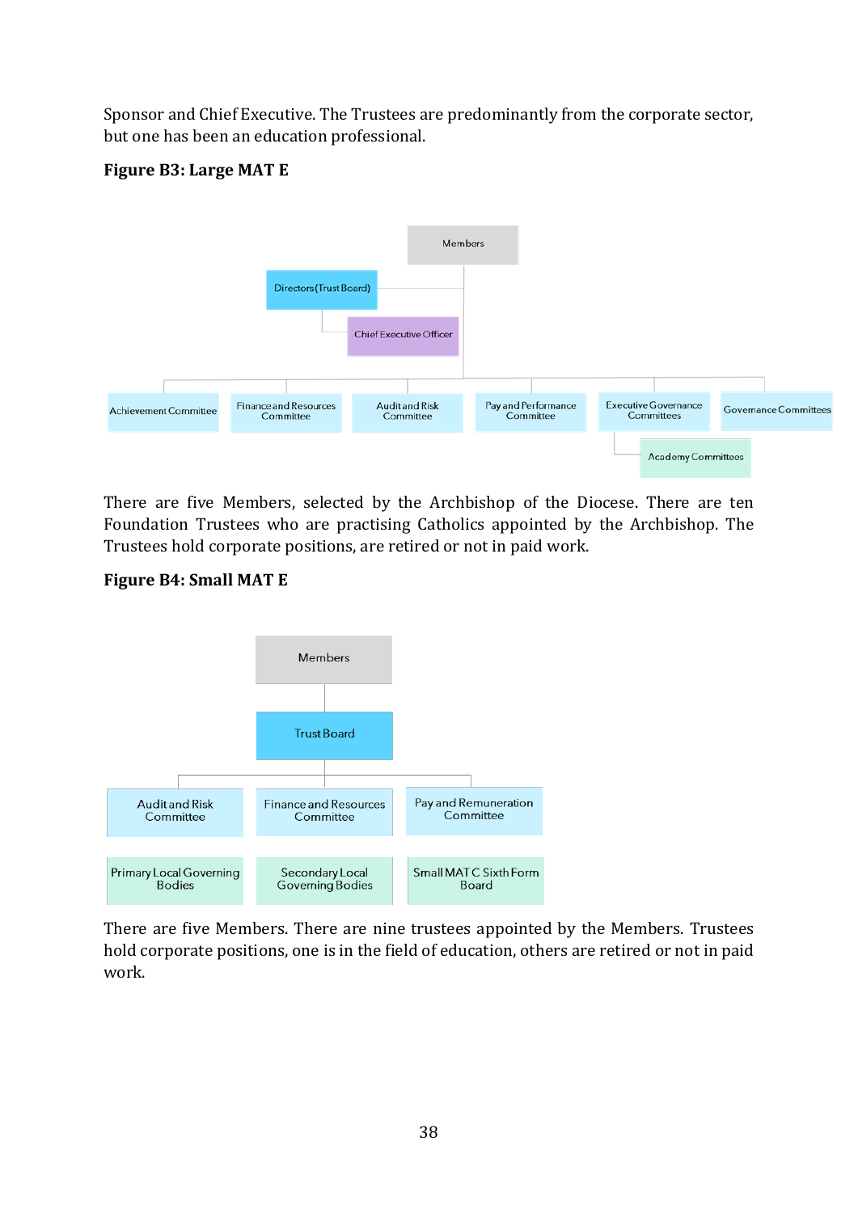Sponsor and Chief Executive. The Trustees are predominantly from the corporate sector, but one has been an education professional.

**Figure B3: Large MAT E**

Members

Directors (Trust Board)

Chief Executive Officer

Achievement Committee

Finance and Resources Committee

Audit and Risk Committee

Pay and Performance Committee

Executive Governance Committees

Governance Committees

Academy Committees

There are five Members, selected by the Archbishop of the Diocese. There are ten Foundation Trustees who are practising Catholics appointed by the Archbishop. The Trustees hold corporate positions, are retired or not in paid work.

**Figure B4: Small MAT E**

Members

Trust Board

Audit and Risk Committee

Finance and Resources Committee

Pay and Remuneration Committee

Primary Local Governing Bodies

Secondary Local Governing Bodies

Small MAT C Sixth Form Board

There are five Members. There are nine trustees appointed by the Members. Trustees hold corporate positions, one is in the field of education, others are retired or not in paid work.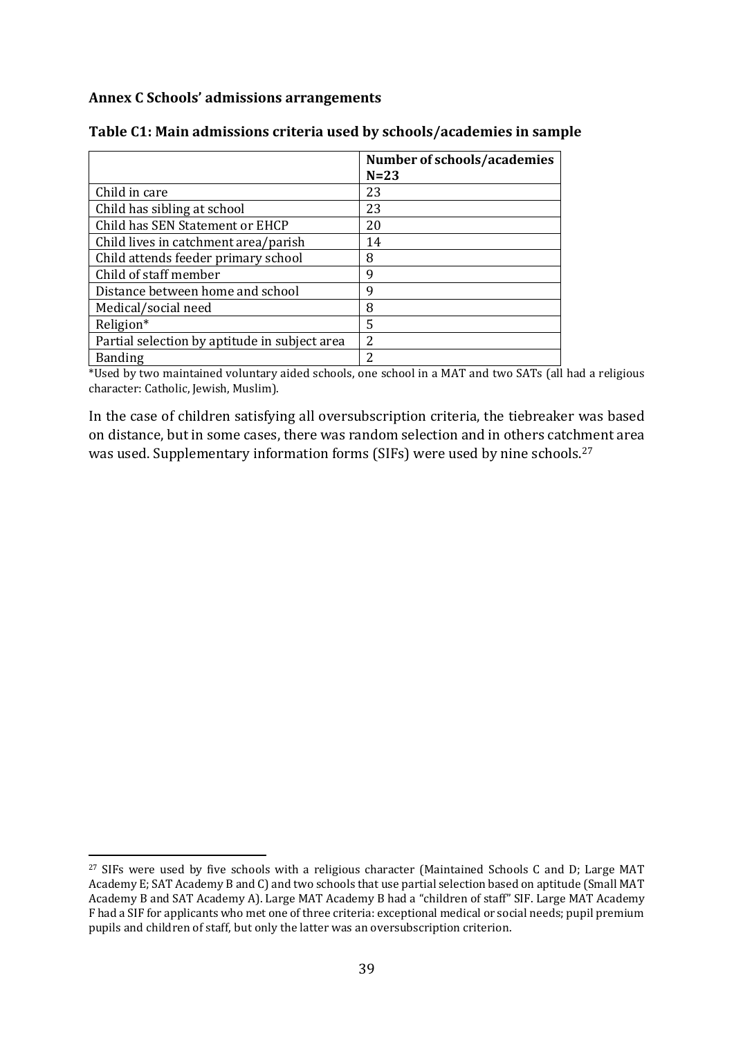**Annex C Schools' admissions arrangements**

**Table C1: Main admissions criteria used by schools/academies in sample**

| | Number of schools/academies N=23 |
|---|---|
| Child in care | 23 |
| Child has sibling at school | 23 |
| Child has SEN Statement or EHCP | 20 |
| Child lives in catchment area/parish | 14 |
| Child attends feeder primary school | 8 |
| Child of staff member | 9 |
| Distance between home and school | 9 |
| Medical/social need | 8 |
| Religion* | 5 |
| Partial selection by aptitude in subject area | 2 |
| Banding | 2 |

*Used by two maintained voluntary aided schools, one school in a MAT and two SATs (all had a religious character: Catholic, Jewish, Muslim).

In the case of children satisfying all oversubscription criteria, the tiebreaker was based on distance, but in some cases, there was random selection and in others catchment area was used. Supplementary information forms (SIFs) were used by nine schools.[27]

[27] SIFs were used by five schools with a religious character (Maintained Schools C and D; Large MAT Academy E; SAT Academy B and C) and two schools that use partial selection based on aptitude (Small MAT Academy B and SAT Academy A). Large MAT Academy B had a "children of staff" SIF. Large MAT Academy F had a SIF for applicants who met one of three criteria: exceptional medical or social needs; pupil premium pupils and children of staff, but only the latter was an oversubscription criterion.